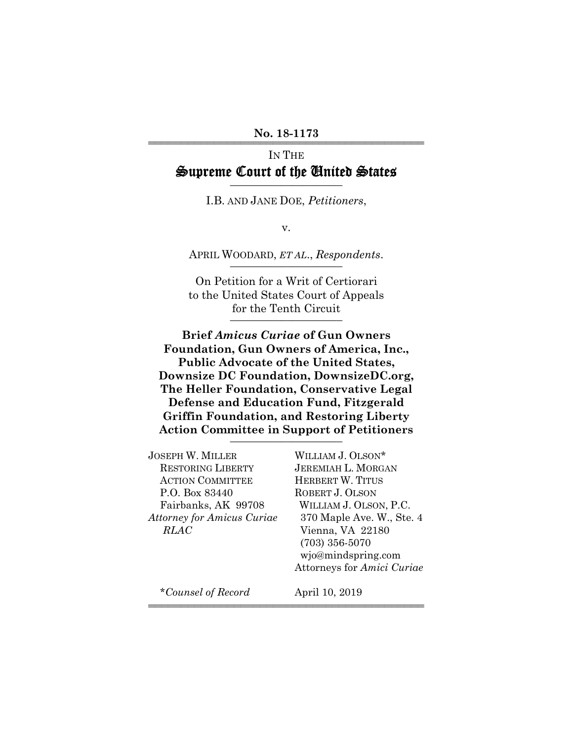**No. 18-1173**

---

IN THE

# Supreme Court of the United States

---

I.B. AND JANE DOE, *Petitioners*,

v.

APRIL WOODARD, *ET AL*., *Respondents*.

---

On Petition for a Writ of Certiorari to the United States Court of Appeals for the Tenth Circuit

---

**Brief *Amicus Curiae* of Gun Owners Foundation, Gun Owners of America, Inc., Public Advocate of the United States, Downsize DC Foundation, DownsizeDC.org, The Heller Foundation, Conservative Legal Defense and Education Fund, Fitzgerald Griffin Foundation, and Restoring Liberty Action Committee in Support of Petitioners**

---

JOSEPH W. MILLER
RESTORING LIBERTY ACTION COMMITTEE
P.O. Box 83440
Fairbanks, AK 99708
*Attorney for Amicus Curiae RLAC*

WILLIAM J. OLSON*
JEREMIAH L. MORGAN
HERBERT W. TITUS
ROBERT J. OLSON
WILLIAM J. OLSON, P.C.
370 Maple Ave. W., Ste. 4
Vienna, VA 22180
(703) 356-5070
wjo@mindspring.com
Attorneys for *Amici Curiae*

*\*Counsel of Record*

April 10, 2019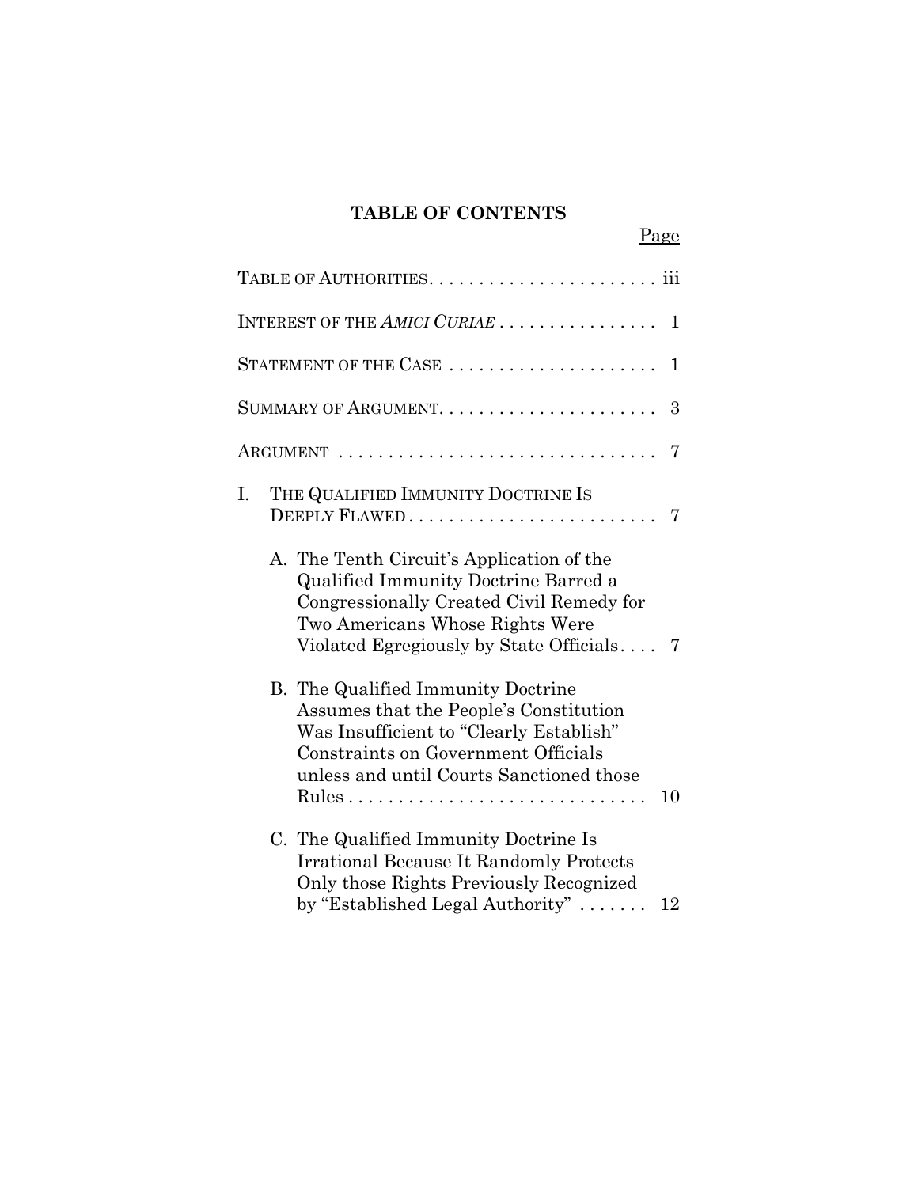# TABLE OF CONTENTS

| | Page |
|---|---|
| TABLE OF AUTHORITIES | iii |
| INTEREST OF THE *AMICI CURIAE* | 1 |
| STATEMENT OF THE CASE | 1 |
| SUMMARY OF ARGUMENT | 3 |
| ARGUMENT | 7 |
| I. THE QUALIFIED IMMUNITY DOCTRINE IS DEEPLY FLAWED | 7 |
| A. The Tenth Circuit's Application of the Qualified Immunity Doctrine Barred a Congressionally Created Civil Remedy for Two Americans Whose Rights Were Violated Egregiously by State Officials | 7 |
| B. The Qualified Immunity Doctrine Assumes that the People's Constitution Was Insufficient to "Clearly Establish" Constraints on Government Officials unless and until Courts Sanctioned those Rules | 10 |
| C. The Qualified Immunity Doctrine Is Irrational Because It Randomly Protects Only those Rights Previously Recognized by "Established Legal Authority" | 12 |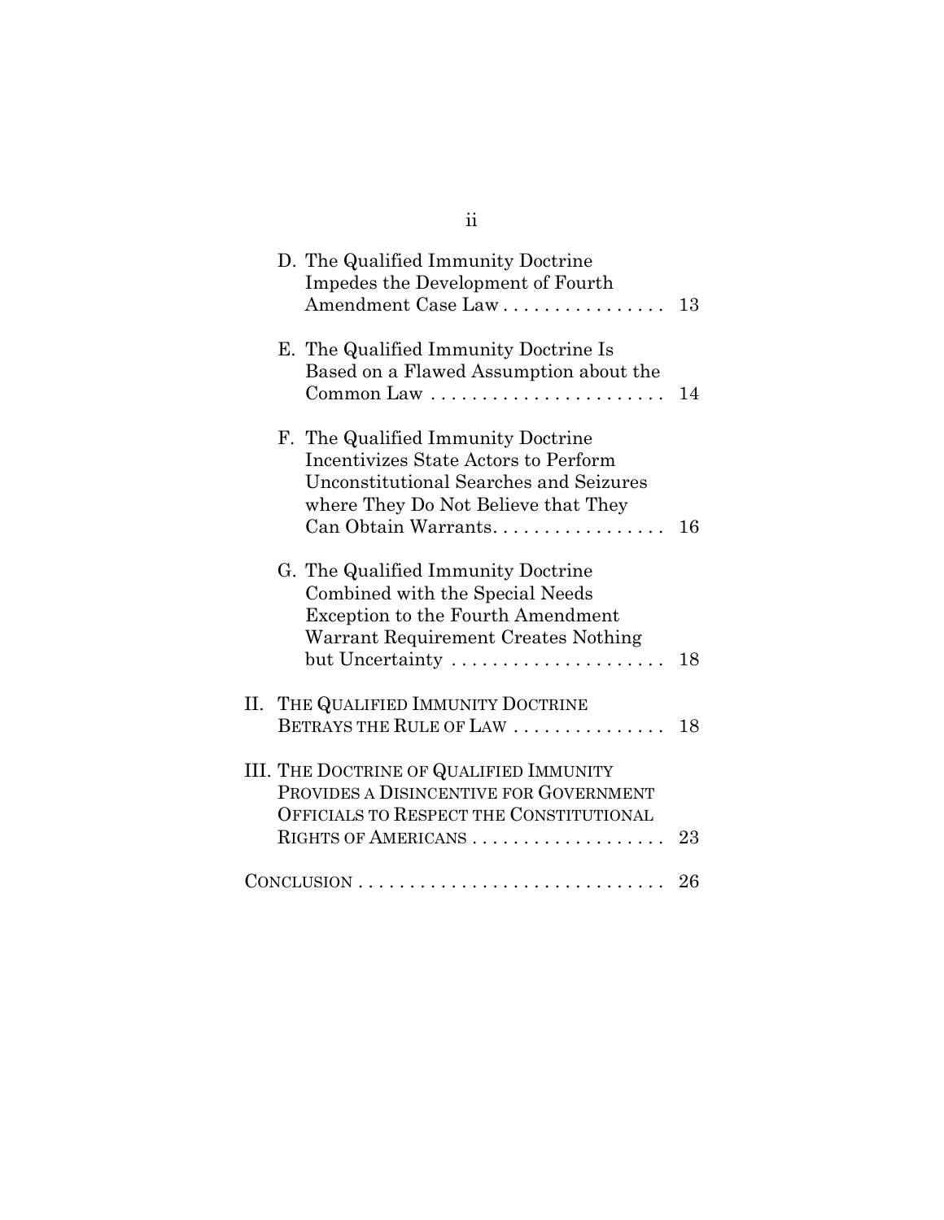D. The Qualified Immunity Doctrine Impedes the Development of Fourth Amendment Case Law . . . . . . . . . . . . . . . . 13

E. The Qualified Immunity Doctrine Is Based on a Flawed Assumption about the Common Law . . . . . . . . . . . . . . . . . . . . . . . . 14

F. The Qualified Immunity Doctrine Incentivizes State Actors to Perform Unconstitutional Searches and Seizures where They Do Not Believe that They Can Obtain Warrants. . . . . . . . . . . . . . . . . . 16

G. The Qualified Immunity Doctrine Combined with the Special Needs Exception to the Fourth Amendment Warrant Requirement Creates Nothing but Uncertainty . . . . . . . . . . . . . . . . . . . . . 18

II. THE QUALIFIED IMMUNITY DOCTRINE BETRAYS THE RULE OF LAW . . . . . . . . . . . . . . . 18

III. THE DOCTRINE OF QUALIFIED IMMUNITY PROVIDES A DISINCENTIVE FOR GOVERNMENT OFFICIALS TO RESPECT THE CONSTITUTIONAL RIGHTS OF AMERICANS . . . . . . . . . . . . . . . . . . . 23

CONCLUSION . . . . . . . . . . . . . . . . . . . . . . . . . . . . . . 26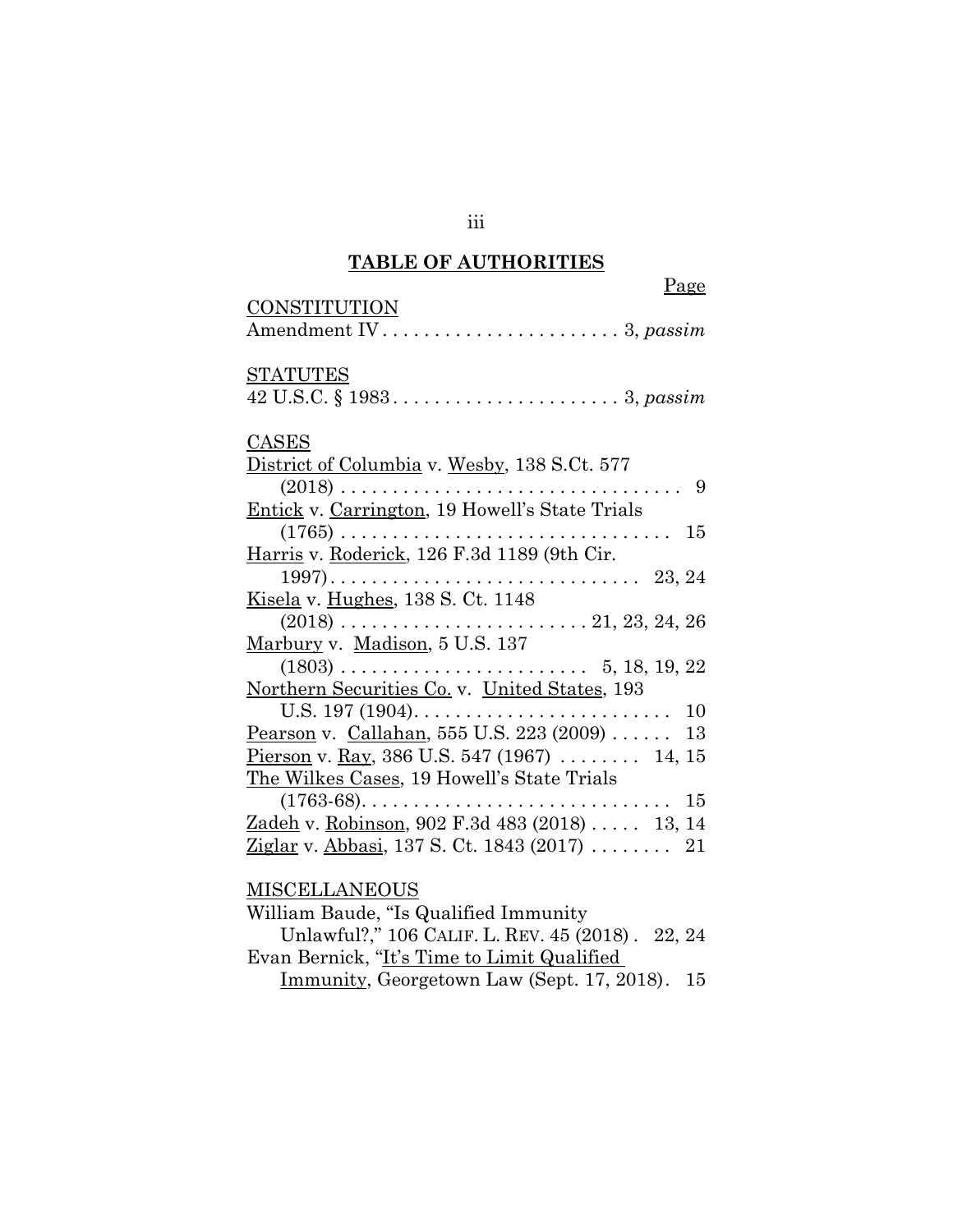## TABLE OF AUTHORITIES

Page

CONSTITUTION

Amendment IV . . . . . . . . . . . . . . . . . . . . . . . 3, *passim*

STATUTES

42 U.S.C. § 1983 . . . . . . . . . . . . . . . . . . . . . . . 3, *passim*

CASES

District of Columbia v. Wesby, 138 S.Ct. 577 (2018) . . . . . . . . . . . . . . . . . . . . . . . . . . . . . . . . . 9

Entick v. Carrington, 19 Howell's State Trials (1765) . . . . . . . . . . . . . . . . . . . . . . . . . . . . . . . . 15

Harris v. Roderick, 126 F.3d 1189 (9th Cir. 1997) . . . . . . . . . . . . . . . . . . . . . . . . . . . . . . 23, 24

Kisela v. Hughes, 138 S. Ct. 1148 (2018) . . . . . . . . . . . . . . . . . . . . . . . . 21, 23, 24, 26

Marbury v. Madison, 5 U.S. 137 (1803) . . . . . . . . . . . . . . . . . . . . . . . . 5, 18, 19, 22

Northern Securities Co. v. United States, 193 U.S. 197 (1904) . . . . . . . . . . . . . . . . . . . . . . . . . 10

Pearson v. Callahan, 555 U.S. 223 (2009) . . . . . . 13

Pierson v. Ray, 386 U.S. 547 (1967) . . . . . . . . 14, 15

The Wilkes Cases, 19 Howell's State Trials (1763-68) . . . . . . . . . . . . . . . . . . . . . . . . . . . . . . 15

Zadeh v. Robinson, 902 F.3d 483 (2018) . . . . . 13, 14

Ziglar v. Abbasi, 137 S. Ct. 1843 (2017) . . . . . . . . 21

MISCELLANEOUS

William Baude, "Is Qualified Immunity Unlawful?," 106 CALIF. L. REV. 45 (2018) . 22, 24

Evan Bernick, "It's Time to Limit Qualified Immunity, Georgetown Law (Sept. 17, 2018) . 15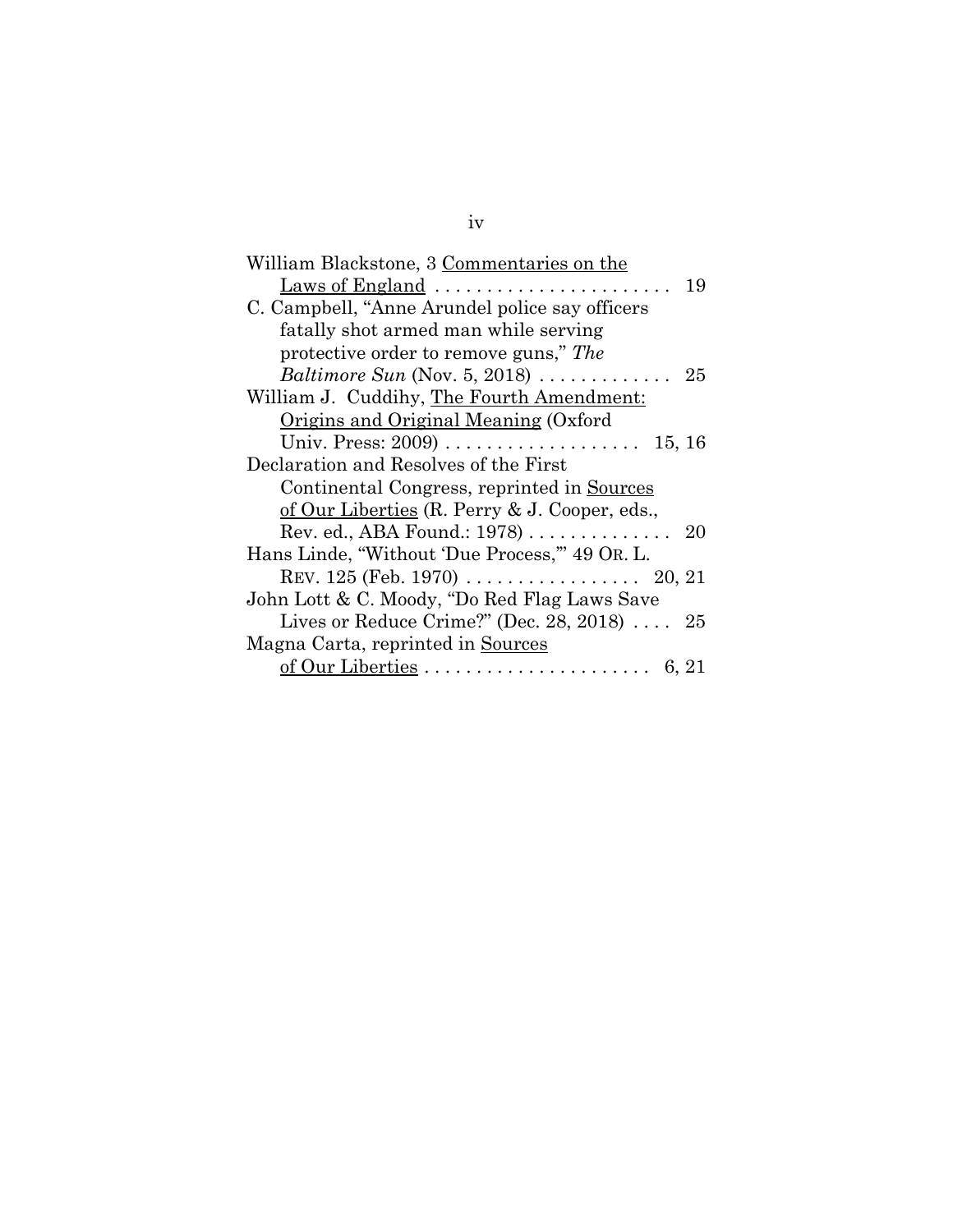William Blackstone, 3 <u>Commentaries on the Laws of England</u> . . . . . . . . . . . . . . . . . . . . . . . 19

C. Campbell, "Anne Arundel police say officers fatally shot armed man while serving protective order to remove guns," *The Baltimore Sun* (Nov. 5, 2018) . . . . . . . . . . . . . 25

William J. Cuddihy, <u>The Fourth Amendment: Origins and Original Meaning</u> (Oxford Univ. Press: 2009) . . . . . . . . . . . . . . . . . . . 15, 16

Declaration and Resolves of the First Continental Congress, reprinted in <u>Sources of Our Liberties</u> (R. Perry & J. Cooper, eds., Rev. ed., ABA Found.: 1978) . . . . . . . . . . . . . . 20

Hans Linde, "Without 'Due Process,'" 49 OR. L. REV. 125 (Feb. 1970) . . . . . . . . . . . . . . . . . 20, 21

John Lott & C. Moody, "Do Red Flag Laws Save Lives or Reduce Crime?" (Dec. 28, 2018) . . . . 25

Magna Carta, reprinted in <u>Sources of Our Liberties</u> . . . . . . . . . . . . . . . . . . . . . . 6, 21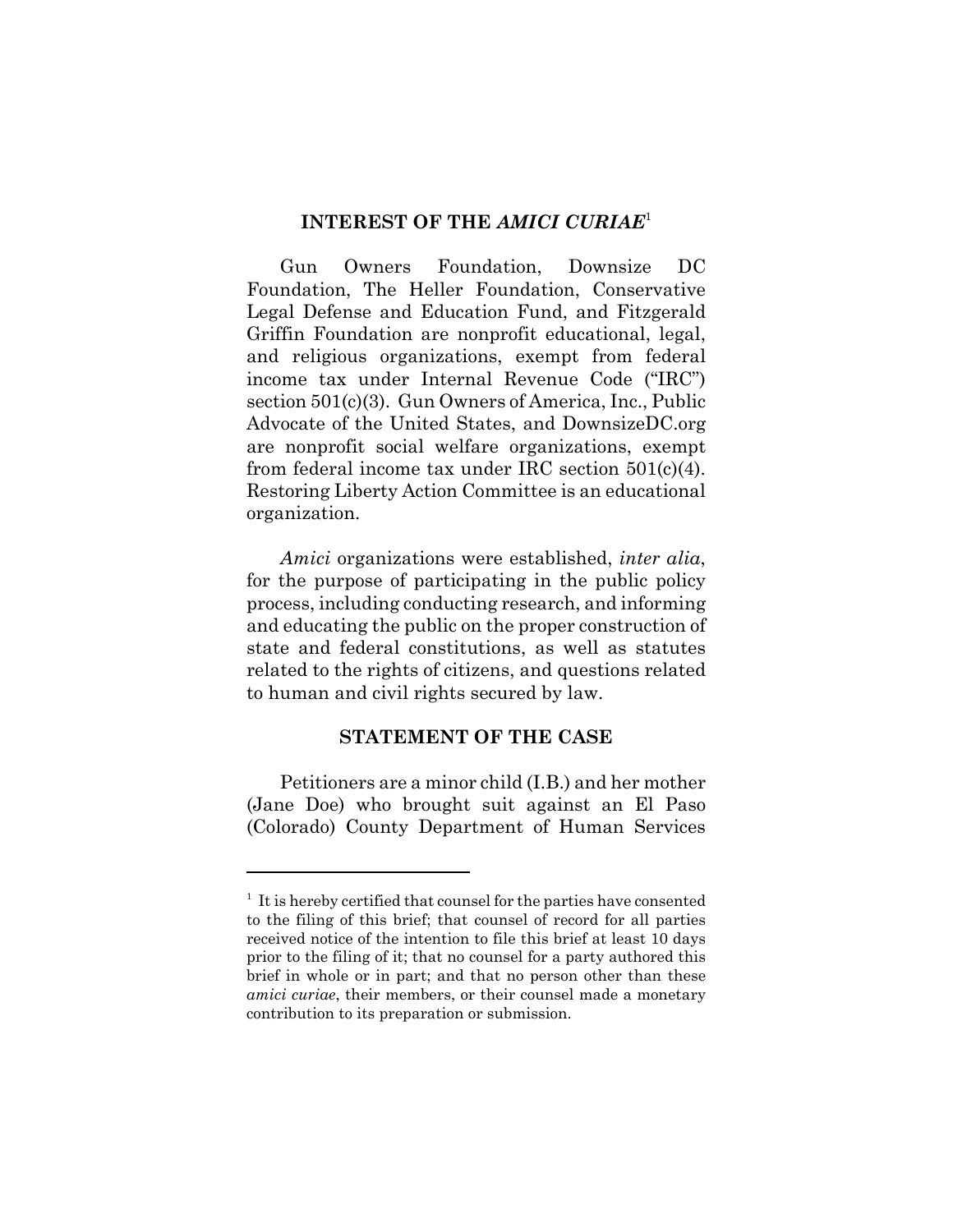## INTEREST OF THE *AMICI CURIAE*[1]

Gun Owners Foundation, Downsize DC Foundation, The Heller Foundation, Conservative Legal Defense and Education Fund, and Fitzgerald Griffin Foundation are nonprofit educational, legal, and religious organizations, exempt from federal income tax under Internal Revenue Code ("IRC") section 501(c)(3). Gun Owners of America, Inc., Public Advocate of the United States, and DownsizeDC.org are nonprofit social welfare organizations, exempt from federal income tax under IRC section 501(c)(4). Restoring Liberty Action Committee is an educational organization.

*Amici* organizations were established, *inter alia*, for the purpose of participating in the public policy process, including conducting research, and informing and educating the public on the proper construction of state and federal constitutions, as well as statutes related to the rights of citizens, and questions related to human and civil rights secured by law.

## STATEMENT OF THE CASE

Petitioners are a minor child (I.B.) and her mother (Jane Doe) who brought suit against an El Paso (Colorado) County Department of Human Services

---

[1] It is hereby certified that counsel for the parties have consented to the filing of this brief; that counsel of record for all parties received notice of the intention to file this brief at least 10 days prior to the filing of it; that no counsel for a party authored this brief in whole or in part; and that no person other than these *amici curiae*, their members, or their counsel made a monetary contribution to its preparation or submission.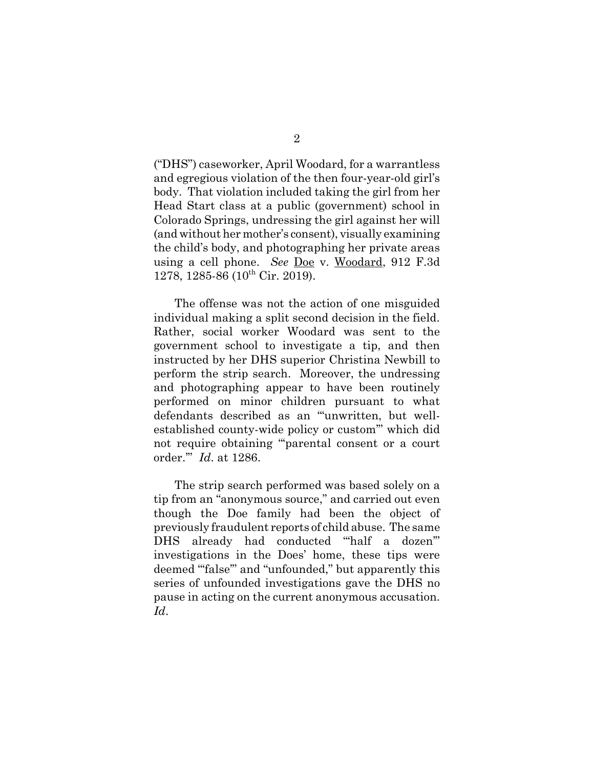("DHS") caseworker, April Woodard, for a warrantless and egregious violation of the then four-year-old girl's body. That violation included taking the girl from her Head Start class at a public (government) school in Colorado Springs, undressing the girl against her will (and without her mother's consent), visually examining the child's body, and photographing her private areas using a cell phone. *See* Doe v. Woodard, 912 F.3d 1278, 1285-86 (10th Cir. 2019).

The offense was not the action of one misguided individual making a split second decision in the field. Rather, social worker Woodard was sent to the government school to investigate a tip, and then instructed by her DHS superior Christina Newbill to perform the strip search. Moreover, the undressing and photographing appear to have been routinely performed on minor children pursuant to what defendants described as an "'unwritten, but well-established county-wide policy or custom'" which did not require obtaining "'parental consent or a court order.'" *Id*. at 1286.

The strip search performed was based solely on a tip from an "anonymous source," and carried out even though the Doe family had been the object of previously fraudulent reports of child abuse. The same DHS already had conducted "'half a dozen'" investigations in the Does' home, these tips were deemed "'false'" and "unfounded," but apparently this series of unfounded investigations gave the DHS no pause in acting on the current anonymous accusation. *Id*.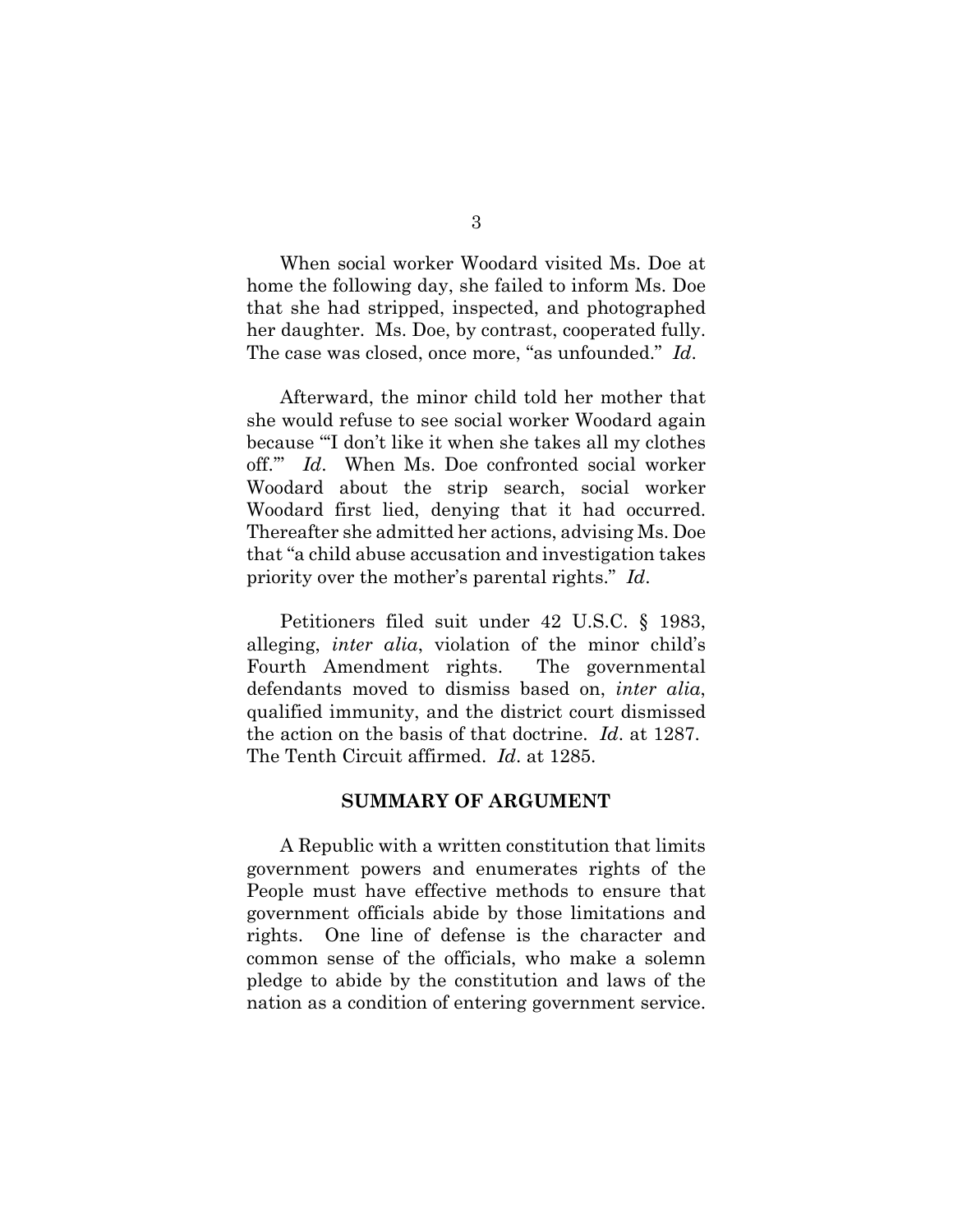When social worker Woodard visited Ms. Doe at home the following day, she failed to inform Ms. Doe that she had stripped, inspected, and photographed her daughter. Ms. Doe, by contrast, cooperated fully. The case was closed, once more, "as unfounded." *Id*.

Afterward, the minor child told her mother that she would refuse to see social worker Woodard again because "'I don't like it when she takes all my clothes off.'" *Id*. When Ms. Doe confronted social worker Woodard about the strip search, social worker Woodard first lied, denying that it had occurred. Thereafter she admitted her actions, advising Ms. Doe that "a child abuse accusation and investigation takes priority over the mother's parental rights." *Id*.

Petitioners filed suit under 42 U.S.C. § 1983, alleging, *inter alia*, violation of the minor child's Fourth Amendment rights. The governmental defendants moved to dismiss based on, *inter alia*, qualified immunity, and the district court dismissed the action on the basis of that doctrine. *Id*. at 1287. The Tenth Circuit affirmed. *Id*. at 1285.

## SUMMARY OF ARGUMENT

A Republic with a written constitution that limits government powers and enumerates rights of the People must have effective methods to ensure that government officials abide by those limitations and rights. One line of defense is the character and common sense of the officials, who make a solemn pledge to abide by the constitution and laws of the nation as a condition of entering government service.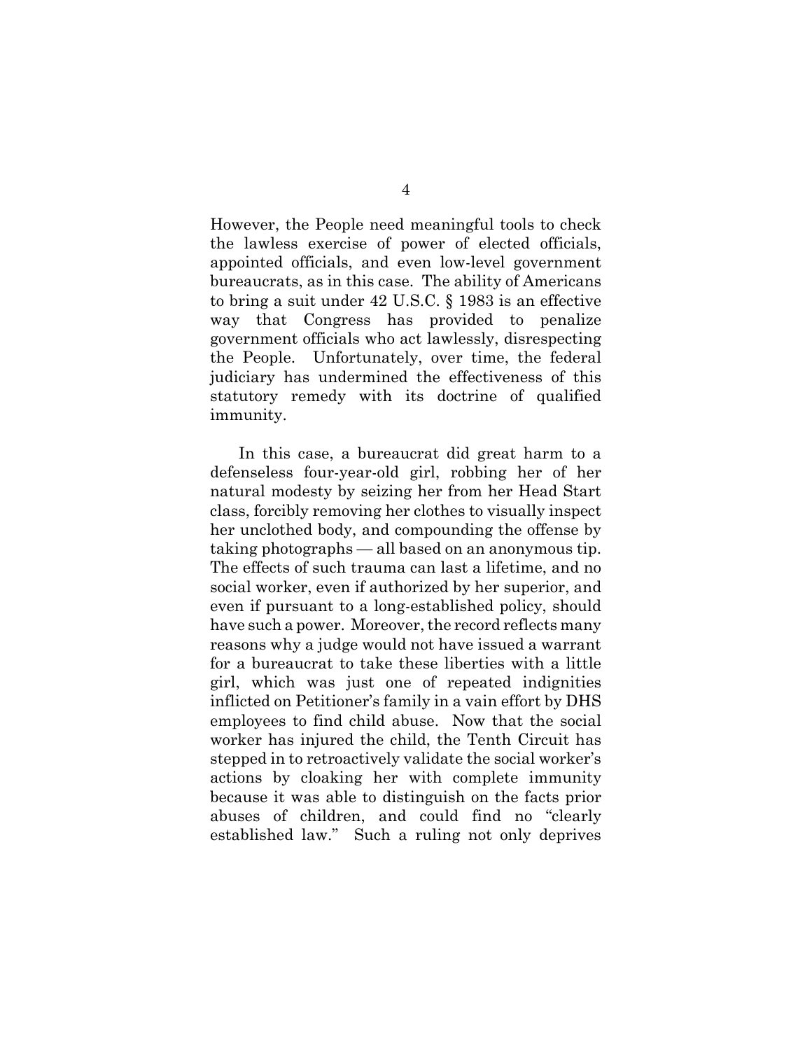However, the People need meaningful tools to check the lawless exercise of power of elected officials, appointed officials, and even low-level government bureaucrats, as in this case. The ability of Americans to bring a suit under 42 U.S.C. § 1983 is an effective way that Congress has provided to penalize government officials who act lawlessly, disrespecting the People. Unfortunately, over time, the federal judiciary has undermined the effectiveness of this statutory remedy with its doctrine of qualified immunity.

In this case, a bureaucrat did great harm to a defenseless four-year-old girl, robbing her of her natural modesty by seizing her from her Head Start class, forcibly removing her clothes to visually inspect her unclothed body, and compounding the offense by taking photographs — all based on an anonymous tip. The effects of such trauma can last a lifetime, and no social worker, even if authorized by her superior, and even if pursuant to a long-established policy, should have such a power. Moreover, the record reflects many reasons why a judge would not have issued a warrant for a bureaucrat to take these liberties with a little girl, which was just one of repeated indignities inflicted on Petitioner's family in a vain effort by DHS employees to find child abuse. Now that the social worker has injured the child, the Tenth Circuit has stepped in to retroactively validate the social worker's actions by cloaking her with complete immunity because it was able to distinguish on the facts prior abuses of children, and could find no "clearly established law." Such a ruling not only deprives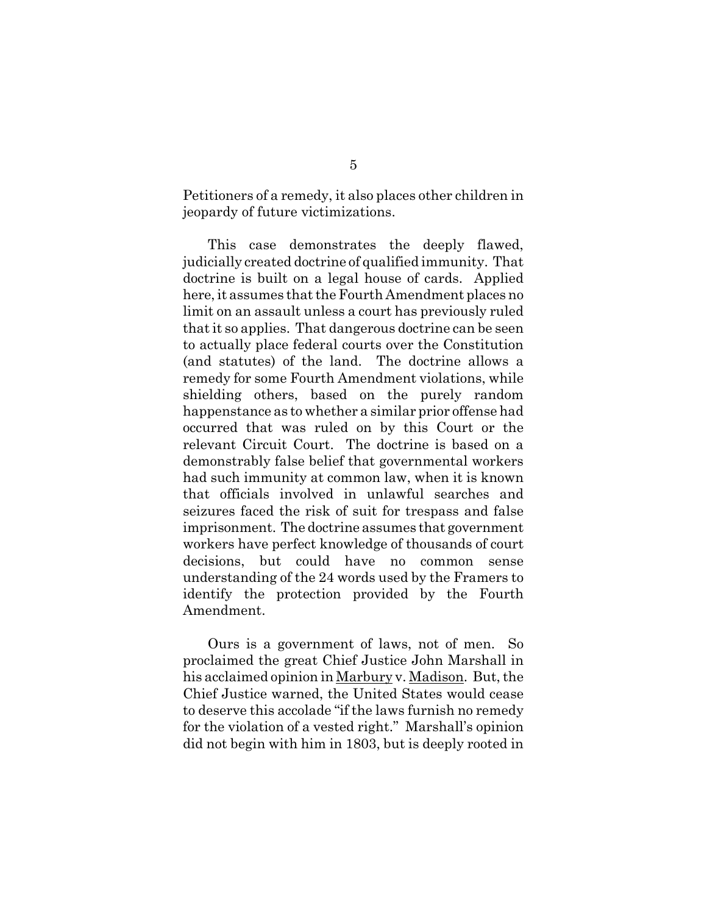Petitioners of a remedy, it also places other children in jeopardy of future victimizations.

This case demonstrates the deeply flawed, judicially created doctrine of qualified immunity. That doctrine is built on a legal house of cards. Applied here, it assumes that the Fourth Amendment places no limit on an assault unless a court has previously ruled that it so applies. That dangerous doctrine can be seen to actually place federal courts over the Constitution (and statutes) of the land. The doctrine allows a remedy for some Fourth Amendment violations, while shielding others, based on the purely random happenstance as to whether a similar prior offense had occurred that was ruled on by this Court or the relevant Circuit Court. The doctrine is based on a demonstrably false belief that governmental workers had such immunity at common law, when it is known that officials involved in unlawful searches and seizures faced the risk of suit for trespass and false imprisonment. The doctrine assumes that government workers have perfect knowledge of thousands of court decisions, but could have no common sense understanding of the 24 words used by the Framers to identify the protection provided by the Fourth Amendment.

Ours is a government of laws, not of men. So proclaimed the great Chief Justice John Marshall in his acclaimed opinion in Marbury v. Madison. But, the Chief Justice warned, the United States would cease to deserve this accolade "if the laws furnish no remedy for the violation of a vested right." Marshall's opinion did not begin with him in 1803, but is deeply rooted in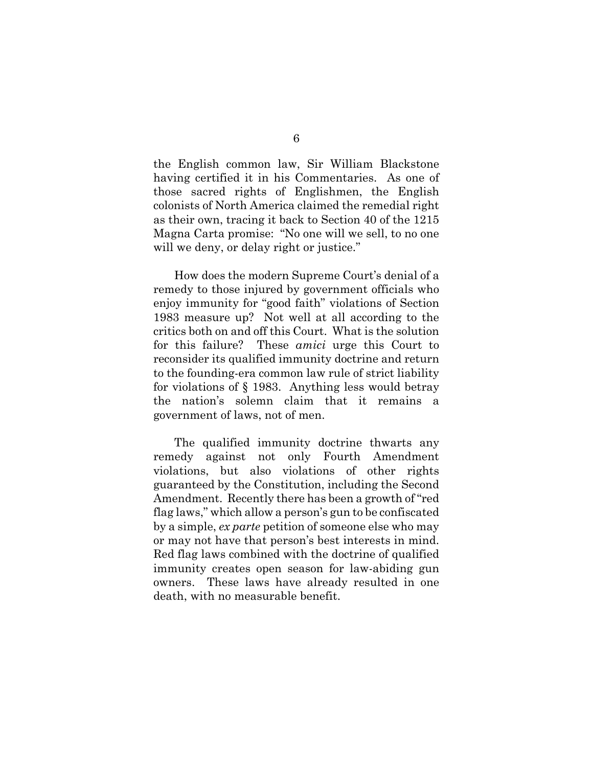the English common law, Sir William Blackstone having certified it in his Commentaries. As one of those sacred rights of Englishmen, the English colonists of North America claimed the remedial right as their own, tracing it back to Section 40 of the 1215 Magna Carta promise: "No one will we sell, to no one will we deny, or delay right or justice."

How does the modern Supreme Court's denial of a remedy to those injured by government officials who enjoy immunity for "good faith" violations of Section 1983 measure up? Not well at all according to the critics both on and off this Court. What is the solution for this failure? These *amici* urge this Court to reconsider its qualified immunity doctrine and return to the founding-era common law rule of strict liability for violations of § 1983. Anything less would betray the nation's solemn claim that it remains a government of laws, not of men.

The qualified immunity doctrine thwarts any remedy against not only Fourth Amendment violations, but also violations of other rights guaranteed by the Constitution, including the Second Amendment. Recently there has been a growth of "red flag laws," which allow a person's gun to be confiscated by a simple, *ex parte* petition of someone else who may or may not have that person's best interests in mind. Red flag laws combined with the doctrine of qualified immunity creates open season for law-abiding gun owners. These laws have already resulted in one death, with no measurable benefit.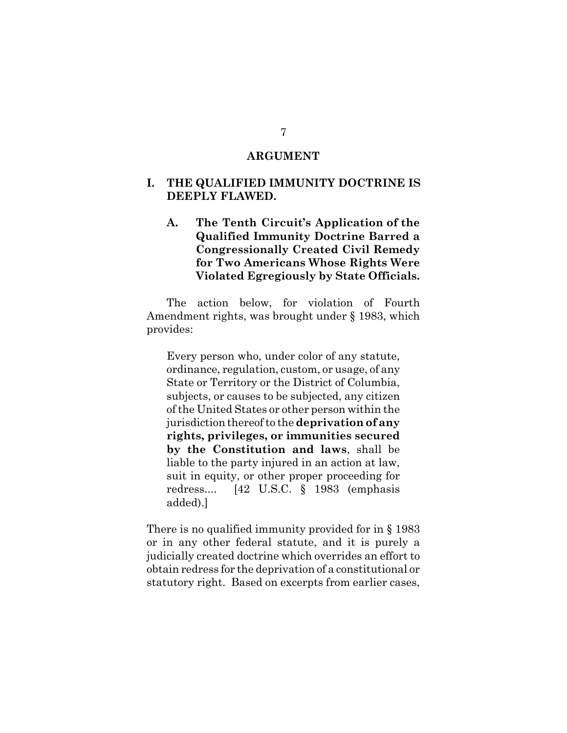# ARGUMENT

## I. THE QUALIFIED IMMUNITY DOCTRINE IS DEEPLY FLAWED.

### A. The Tenth Circuit's Application of the Qualified Immunity Doctrine Barred a Congressionally Created Civil Remedy for Two Americans Whose Rights Were Violated Egregiously by State Officials.

The action below, for violation of Fourth Amendment rights, was brought under § 1983, which provides:

> Every person who, under color of any statute, ordinance, regulation, custom, or usage, of any State or Territory or the District of Columbia, subjects, or causes to be subjected, any citizen of the United States or other person within the jurisdiction thereof to the **deprivation of any rights, privileges, or immunities secured by the Constitution and laws**, shall be liable to the party injured in an action at law, suit in equity, or other proper proceeding for redress.... [42 U.S.C. § 1983 (emphasis added).]

There is no qualified immunity provided for in § 1983 or in any other federal statute, and it is purely a judicially created doctrine which overrides an effort to obtain redress for the deprivation of a constitutional or statutory right. Based on excerpts from earlier cases,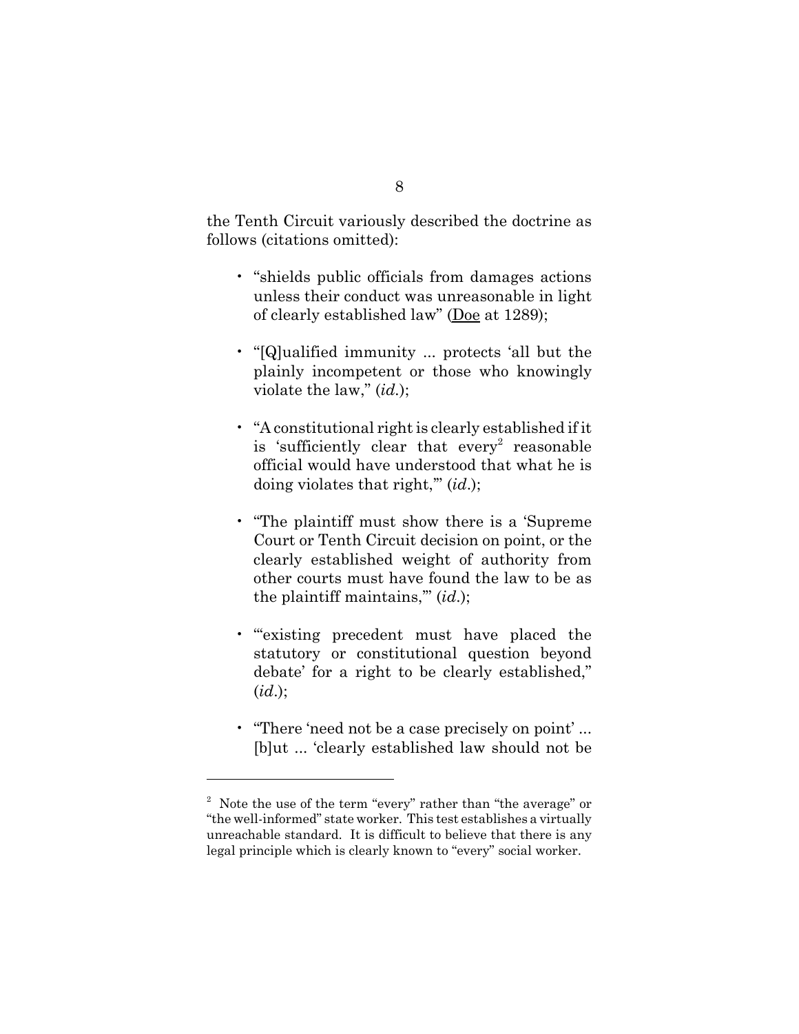the Tenth Circuit variously described the doctrine as follows (citations omitted):

- "shields public officials from damages actions unless their conduct was unreasonable in light of clearly established law" (Doe at 1289);
- "[Q]ualified immunity ... protects 'all but the plainly incompetent or those who knowingly violate the law,'' (*id.*);
- "A constitutional right is clearly established if it is 'sufficiently clear that every[2] reasonable official would have understood that what he is doing violates that right,''' (*id.*);
- "The plaintiff must show there is a 'Supreme Court or Tenth Circuit decision on point, or the clearly established weight of authority from other courts must have found the law to be as the plaintiff maintains,''' (*id.*);
- "'existing precedent must have placed the statutory or constitutional question beyond debate' for a right to be clearly established," (*id.*);
- "There 'need not be a case precisely on point' ... [b]ut ... 'clearly established law should not be

---

[2] Note the use of the term "every" rather than "the average" or "the well-informed" state worker. This test establishes a virtually unreachable standard. It is difficult to believe that there is any legal principle which is clearly known to "every" social worker.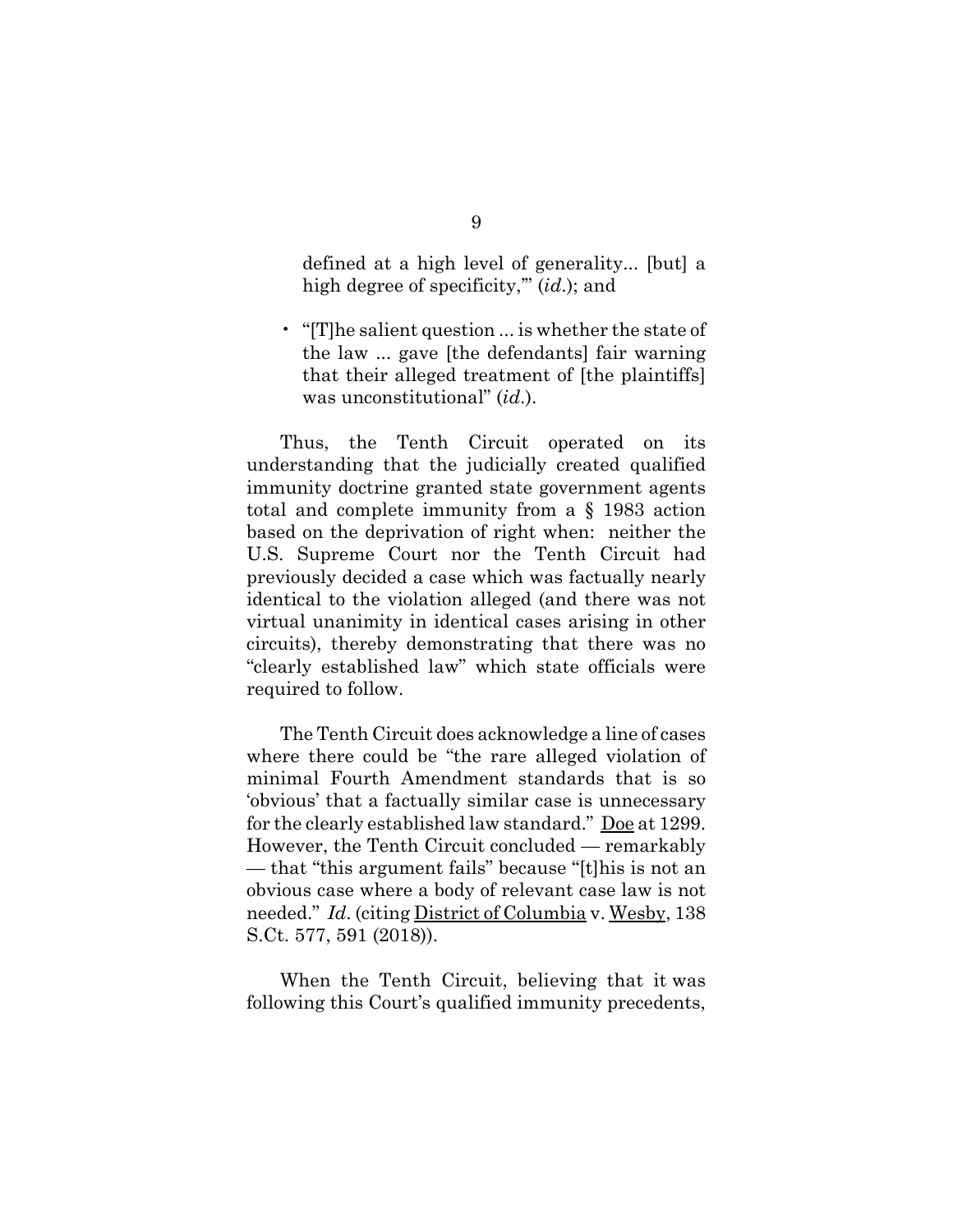defined at a high level of generality... [but] a high degree of specificity,'" (*id.*); and

- "[T]he salient question ... is whether the state of the law ... gave [the defendants] fair warning that their alleged treatment of [the plaintiffs] was unconstitutional" (*id.*).

Thus, the Tenth Circuit operated on its understanding that the judicially created qualified immunity doctrine granted state government agents total and complete immunity from a § 1983 action based on the deprivation of right when: neither the U.S. Supreme Court nor the Tenth Circuit had previously decided a case which was factually nearly identical to the violation alleged (and there was not virtual unanimity in identical cases arising in other circuits), thereby demonstrating that there was no "clearly established law" which state officials were required to follow.

The Tenth Circuit does acknowledge a line of cases where there could be "the rare alleged violation of minimal Fourth Amendment standards that is so 'obvious' that a factually similar case is unnecessary for the clearly established law standard." Doe at 1299. However, the Tenth Circuit concluded — remarkably — that "this argument fails" because "[t]his is not an obvious case where a body of relevant case law is not needed." *Id.* (citing District of Columbia v. Wesby, 138 S.Ct. 577, 591 (2018)).

When the Tenth Circuit, believing that it was following this Court's qualified immunity precedents,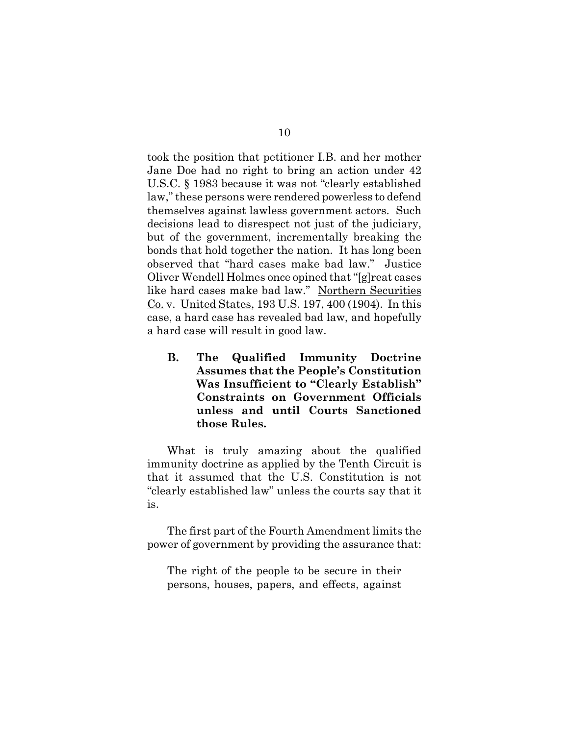took the position that petitioner I.B. and her mother Jane Doe had no right to bring an action under 42 U.S.C. § 1983 because it was not "clearly established law," these persons were rendered powerless to defend themselves against lawless government actors. Such decisions lead to disrespect not just of the judiciary, but of the government, incrementally breaking the bonds that hold together the nation. It has long been observed that "hard cases make bad law." Justice Oliver Wendell Holmes once opined that "[g]reat cases like hard cases make bad law." Northern Securities Co. v. United States, 193 U.S. 197, 400 (1904). In this case, a hard case has revealed bad law, and hopefully a hard case will result in good law.

### B. The Qualified Immunity Doctrine Assumes that the People's Constitution Was Insufficient to "Clearly Establish" Constraints on Government Officials unless and until Courts Sanctioned those Rules.

What is truly amazing about the qualified immunity doctrine as applied by the Tenth Circuit is that it assumed that the U.S. Constitution is not "clearly established law" unless the courts say that it is.

The first part of the Fourth Amendment limits the power of government by providing the assurance that:

> The right of the people to be secure in their persons, houses, papers, and effects, against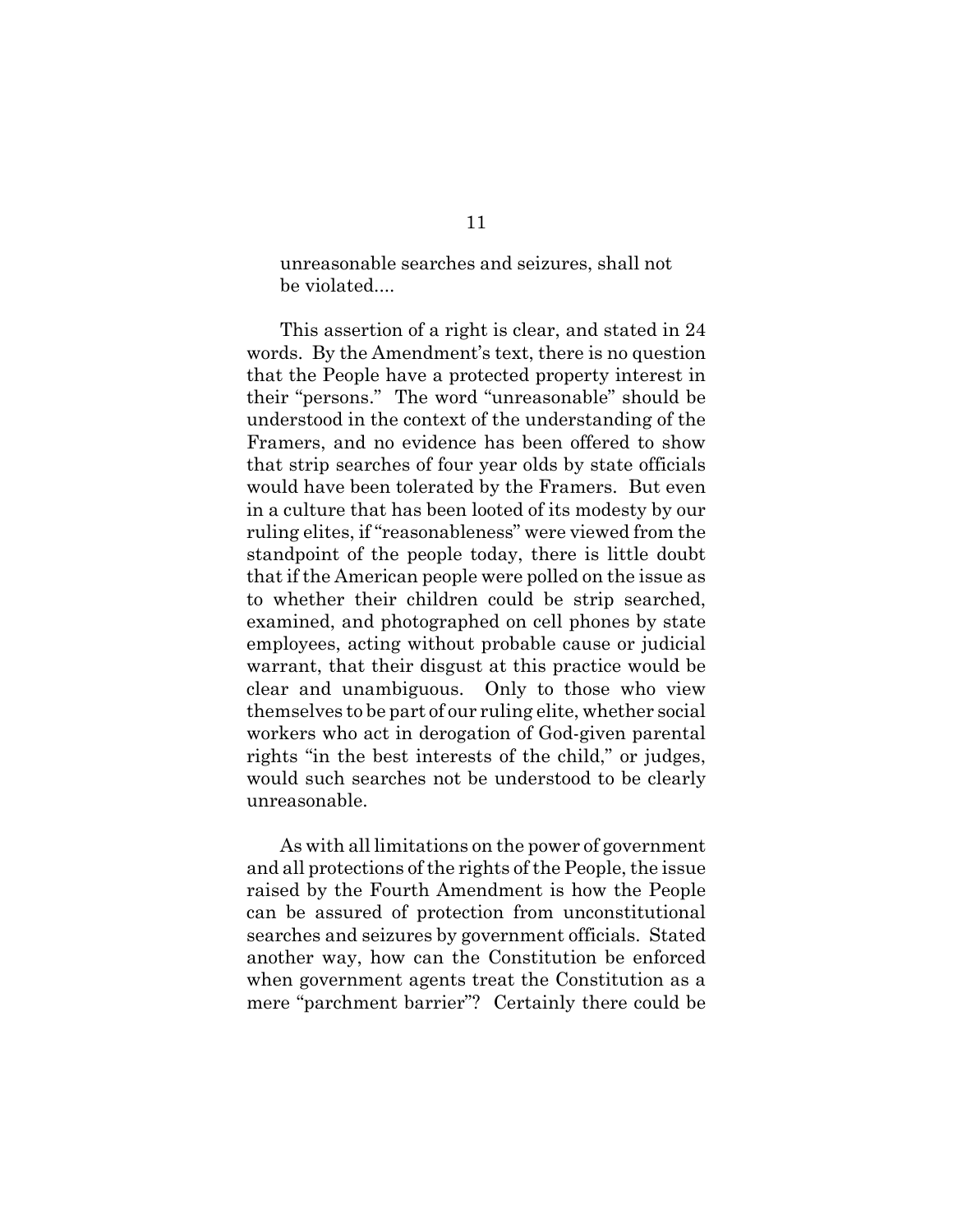> unreasonable searches and seizures, shall not be violated....

This assertion of a right is clear, and stated in 24 words. By the Amendment's text, there is no question that the People have a protected property interest in their "persons." The word "unreasonable" should be understood in the context of the understanding of the Framers, and no evidence has been offered to show that strip searches of four year olds by state officials would have been tolerated by the Framers. But even in a culture that has been looted of its modesty by our ruling elites, if "reasonableness" were viewed from the standpoint of the people today, there is little doubt that if the American people were polled on the issue as to whether their children could be strip searched, examined, and photographed on cell phones by state employees, acting without probable cause or judicial warrant, that their disgust at this practice would be clear and unambiguous. Only to those who view themselves to be part of our ruling elite, whether social workers who act in derogation of God-given parental rights "in the best interests of the child," or judges, would such searches not be understood to be clearly unreasonable.

As with all limitations on the power of government and all protections of the rights of the People, the issue raised by the Fourth Amendment is how the People can be assured of protection from unconstitutional searches and seizures by government officials. Stated another way, how can the Constitution be enforced when government agents treat the Constitution as a mere "parchment barrier"? Certainly there could be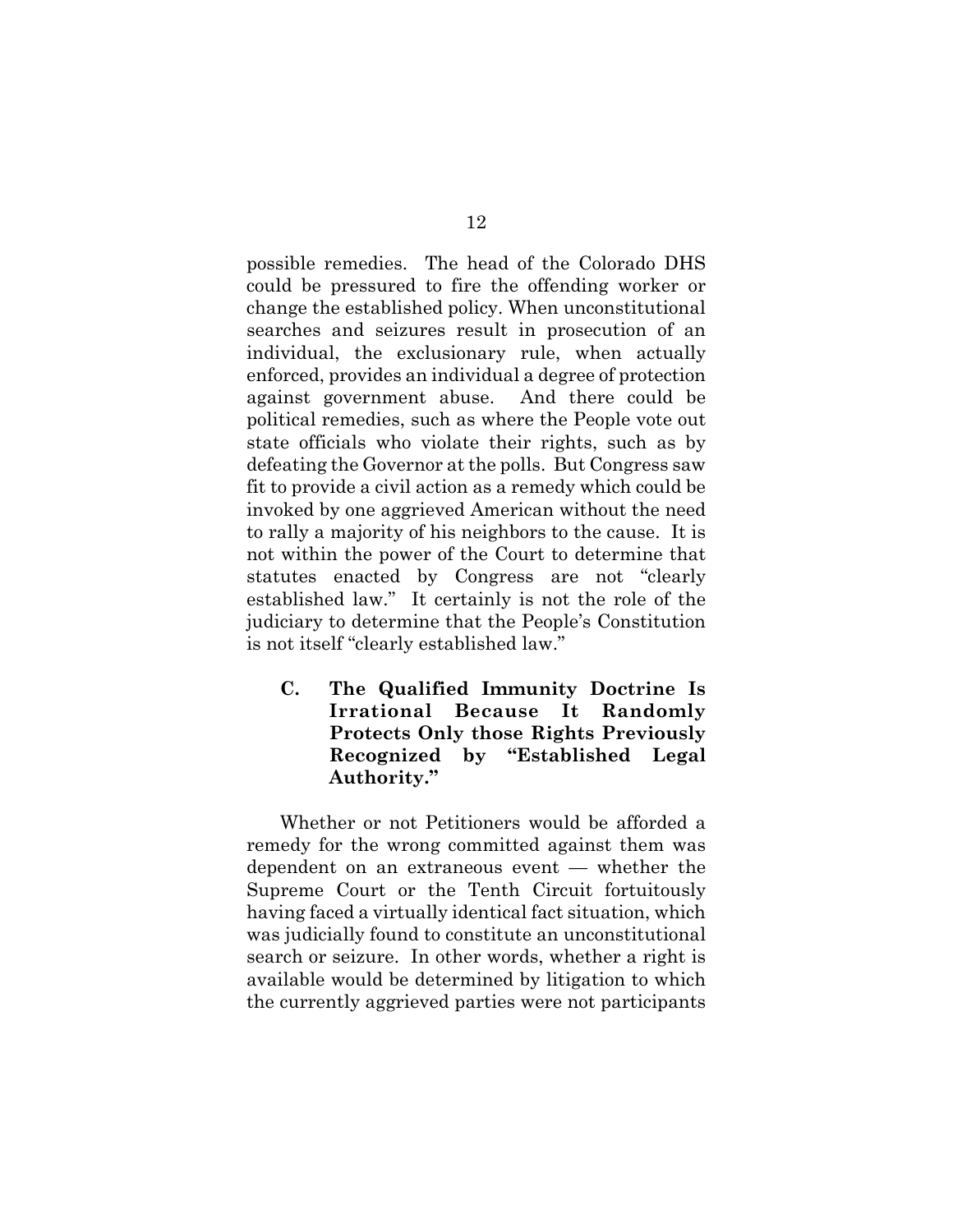possible remedies. The head of the Colorado DHS could be pressured to fire the offending worker or change the established policy. When unconstitutional searches and seizures result in prosecution of an individual, the exclusionary rule, when actually enforced, provides an individual a degree of protection against government abuse. And there could be political remedies, such as where the People vote out state officials who violate their rights, such as by defeating the Governor at the polls. But Congress saw fit to provide a civil action as a remedy which could be invoked by one aggrieved American without the need to rally a majority of his neighbors to the cause. It is not within the power of the Court to determine that statutes enacted by Congress are not "clearly established law." It certainly is not the role of the judiciary to determine that the People's Constitution is not itself "clearly established law."

### C. The Qualified Immunity Doctrine Is Irrational Because It Randomly Protects Only those Rights Previously Recognized by "Established Legal Authority."

Whether or not Petitioners would be afforded a remedy for the wrong committed against them was dependent on an extraneous event — whether the Supreme Court or the Tenth Circuit fortuitously having faced a virtually identical fact situation, which was judicially found to constitute an unconstitutional search or seizure. In other words, whether a right is available would be determined by litigation to which the currently aggrieved parties were not participants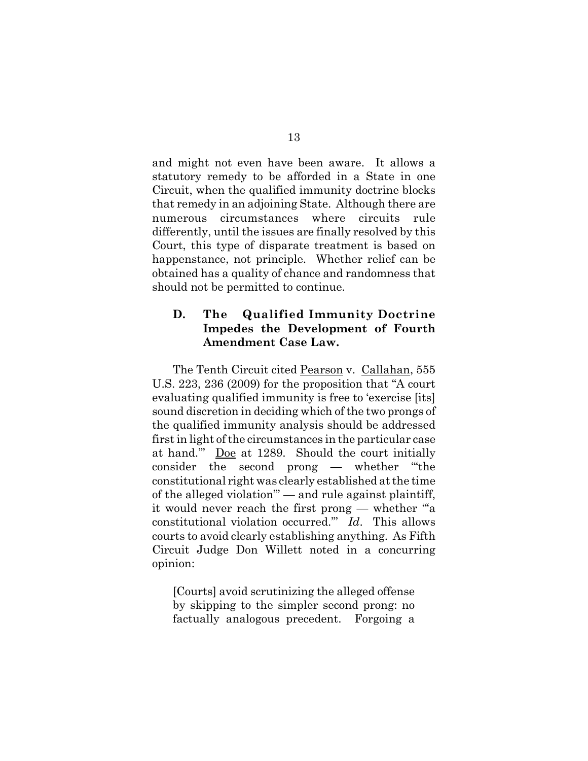and might not even have been aware. It allows a statutory remedy to be afforded in a State in one Circuit, when the qualified immunity doctrine blocks that remedy in an adjoining State. Although there are numerous circumstances where circuits rule differently, until the issues are finally resolved by this Court, this type of disparate treatment is based on happenstance, not principle. Whether relief can be obtained has a quality of chance and randomness that should not be permitted to continue.

### D. The Qualified Immunity Doctrine Impedes the Development of Fourth Amendment Case Law.

The Tenth Circuit cited Pearson v. Callahan, 555 U.S. 223, 236 (2009) for the proposition that "A court evaluating qualified immunity is free to 'exercise [its] sound discretion in deciding which of the two prongs of the qualified immunity analysis should be addressed first in light of the circumstances in the particular case at hand.'" Doe at 1289. Should the court initially consider the second prong — whether "'the constitutional right was clearly established at the time of the alleged violation'" — and rule against plaintiff, it would never reach the first prong — whether "'a constitutional violation occurred.'" *Id*. This allows courts to avoid clearly establishing anything. As Fifth Circuit Judge Don Willett noted in a concurring opinion:

> [Courts] avoid scrutinizing the alleged offense by skipping to the simpler second prong: no factually analogous precedent. Forgoing a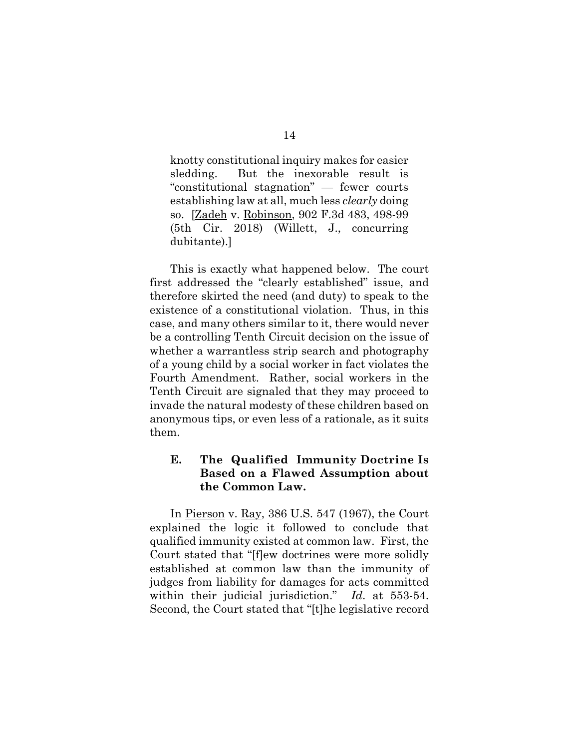> knotty constitutional inquiry makes for easier sledding. But the inexorable result is "constitutional stagnation" — fewer courts establishing law at all, much less *clearly* doing so. [Zadeh v. Robinson, 902 F.3d 483, 498-99 (5th Cir. 2018) (Willett, J., concurring dubitante).]

This is exactly what happened below. The court first addressed the "clearly established" issue, and therefore skirted the need (and duty) to speak to the existence of a constitutional violation. Thus, in this case, and many others similar to it, there would never be a controlling Tenth Circuit decision on the issue of whether a warrantless strip search and photography of a young child by a social worker in fact violates the Fourth Amendment. Rather, social workers in the Tenth Circuit are signaled that they may proceed to invade the natural modesty of these children based on anonymous tips, or even less of a rationale, as it suits them.

### E. The Qualified Immunity Doctrine Is Based on a Flawed Assumption about the Common Law.

In Pierson v. Ray, 386 U.S. 547 (1967), the Court explained the logic it followed to conclude that qualified immunity existed at common law. First, the Court stated that "[f]ew doctrines were more solidly established at common law than the immunity of judges from liability for damages for acts committed within their judicial jurisdiction." *Id.* at 553-54. Second, the Court stated that "[t]he legislative record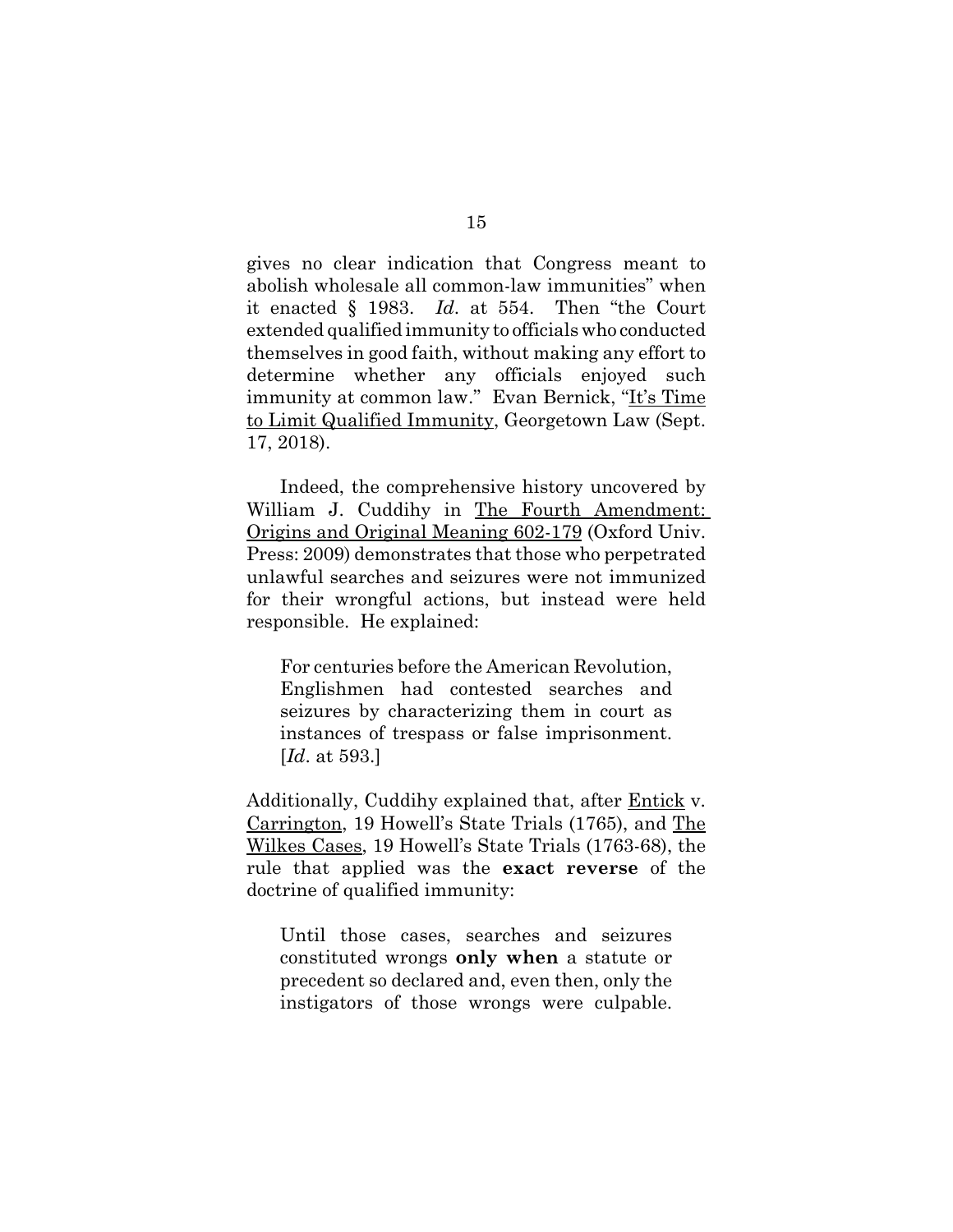gives no clear indication that Congress meant to abolish wholesale all common-law immunities" when it enacted § 1983. *Id*. at 554. Then "the Court extended qualified immunity to officials who conducted themselves in good faith, without making any effort to determine whether any officials enjoyed such immunity at common law." Evan Bernick, "It's Time to Limit Qualified Immunity, Georgetown Law (Sept. 17, 2018).

Indeed, the comprehensive history uncovered by William J. Cuddihy in The Fourth Amendment: Origins and Original Meaning 602-179 (Oxford Univ. Press: 2009) demonstrates that those who perpetrated unlawful searches and seizures were not immunized for their wrongful actions, but instead were held responsible. He explained:

> For centuries before the American Revolution, Englishmen had contested searches and seizures by characterizing them in court as instances of trespass or false imprisonment. [*Id*. at 593.]

Additionally, Cuddihy explained that, after Entick v. Carrington, 19 Howell's State Trials (1765), and The Wilkes Cases, 19 Howell's State Trials (1763-68), the rule that applied was the **exact reverse** of the doctrine of qualified immunity:

> Until those cases, searches and seizures constituted wrongs **only when** a statute or precedent so declared and, even then, only the instigators of those wrongs were culpable.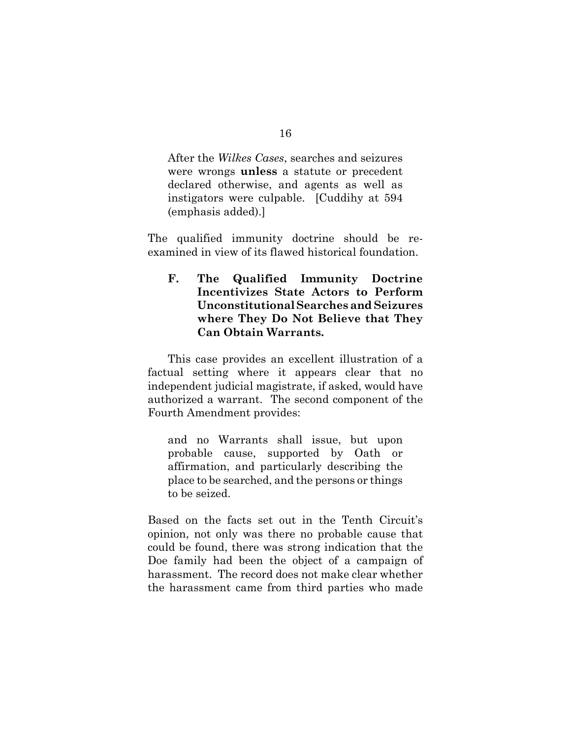> After the *Wilkes Cases*, searches and seizures were wrongs **unless** a statute or precedent declared otherwise, and agents as well as instigators were culpable. [Cuddihy at 594 (emphasis added).]

The qualified immunity doctrine should be re-examined in view of its flawed historical foundation.

### F. The Qualified Immunity Doctrine Incentivizes State Actors to Perform Unconstitutional Searches and Seizures where They Do Not Believe that They Can Obtain Warrants.

This case provides an excellent illustration of a factual setting where it appears clear that no independent judicial magistrate, if asked, would have authorized a warrant. The second component of the Fourth Amendment provides:

> and no Warrants shall issue, but upon probable cause, supported by Oath or affirmation, and particularly describing the place to be searched, and the persons or things to be seized.

Based on the facts set out in the Tenth Circuit's opinion, not only was there no probable cause that could be found, there was strong indication that the Doe family had been the object of a campaign of harassment. The record does not make clear whether the harassment came from third parties who made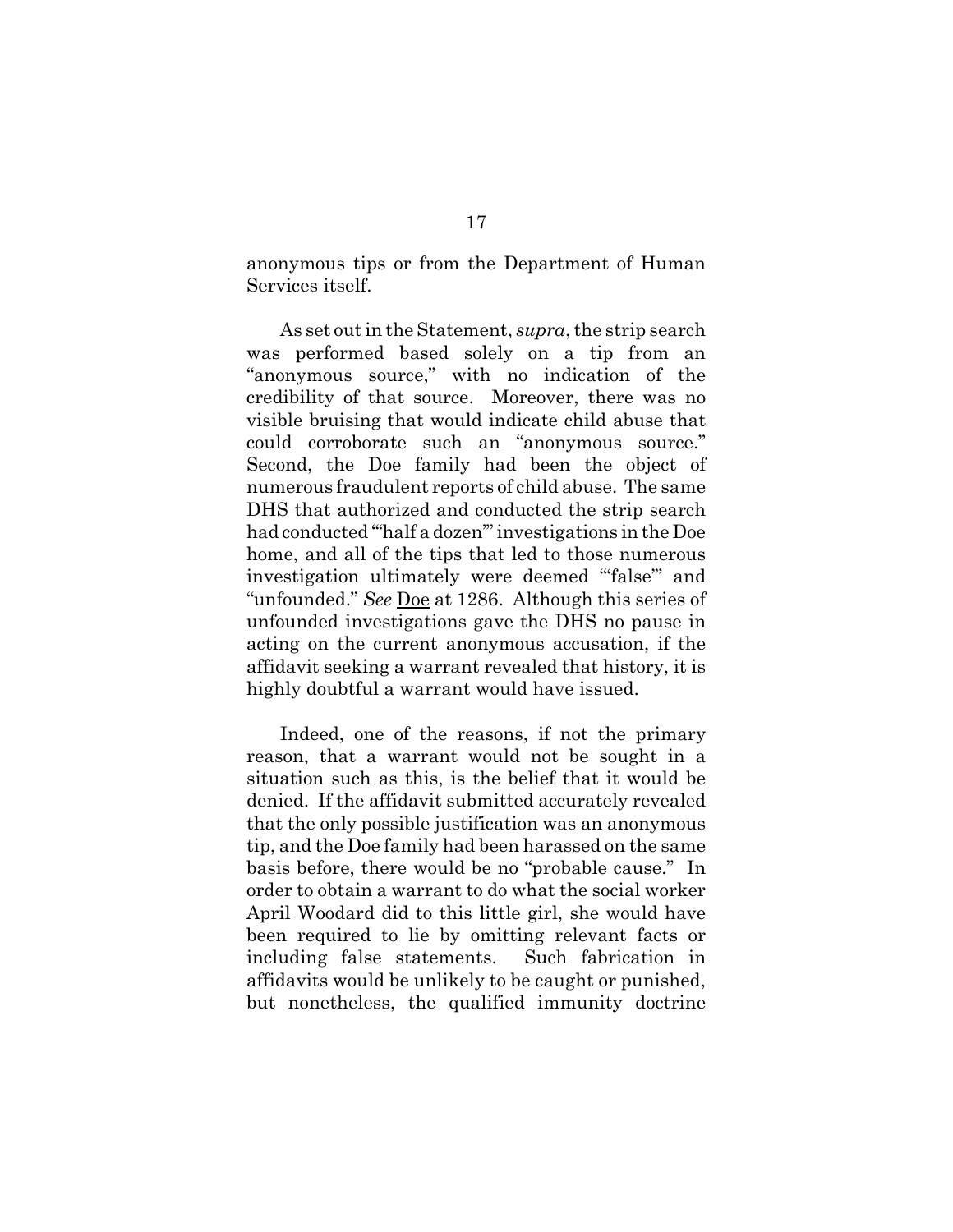anonymous tips or from the Department of Human Services itself.

As set out in the Statement, *supra*, the strip search was performed based solely on a tip from an "anonymous source," with no indication of the credibility of that source. Moreover, there was no visible bruising that would indicate child abuse that could corroborate such an "anonymous source." Second, the Doe family had been the object of numerous fraudulent reports of child abuse. The same DHS that authorized and conducted the strip search had conducted "'half a dozen'" investigations in the Doe home, and all of the tips that led to those numerous investigation ultimately were deemed "'false'" and "unfounded." *See* Doe at 1286. Although this series of unfounded investigations gave the DHS no pause in acting on the current anonymous accusation, if the affidavit seeking a warrant revealed that history, it is highly doubtful a warrant would have issued.

Indeed, one of the reasons, if not the primary reason, that a warrant would not be sought in a situation such as this, is the belief that it would be denied. If the affidavit submitted accurately revealed that the only possible justification was an anonymous tip, and the Doe family had been harassed on the same basis before, there would be no "probable cause." In order to obtain a warrant to do what the social worker April Woodard did to this little girl, she would have been required to lie by omitting relevant facts or including false statements. Such fabrication in affidavits would be unlikely to be caught or punished, but nonetheless, the qualified immunity doctrine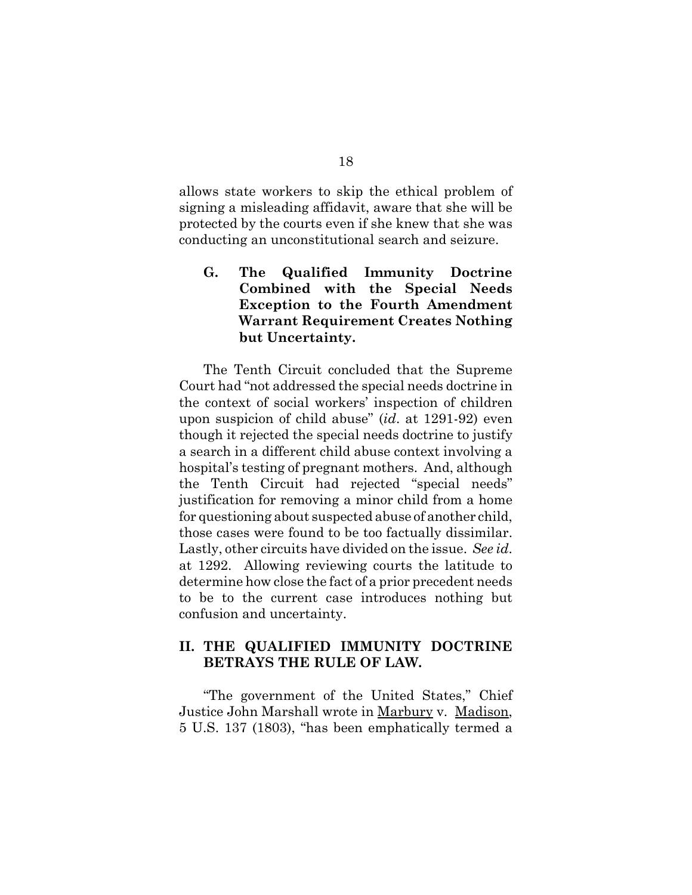allows state workers to skip the ethical problem of signing a misleading affidavit, aware that she will be protected by the courts even if she knew that she was conducting an unconstitutional search and seizure.

### G. The Qualified Immunity Doctrine Combined with the Special Needs Exception to the Fourth Amendment Warrant Requirement Creates Nothing but Uncertainty.

The Tenth Circuit concluded that the Supreme Court had "not addressed the special needs doctrine in the context of social workers' inspection of children upon suspicion of child abuse" (*id*. at 1291-92) even though it rejected the special needs doctrine to justify a search in a different child abuse context involving a hospital's testing of pregnant mothers. And, although the Tenth Circuit had rejected "special needs" justification for removing a minor child from a home for questioning about suspected abuse of another child, those cases were found to be too factually dissimilar. Lastly, other circuits have divided on the issue. *See id*. at 1292. Allowing reviewing courts the latitude to determine how close the fact of a prior precedent needs to be to the current case introduces nothing but confusion and uncertainty.

## II. THE QUALIFIED IMMUNITY DOCTRINE BETRAYS THE RULE OF LAW.

"The government of the United States," Chief Justice John Marshall wrote in Marbury v. Madison, 5 U.S. 137 (1803), "has been emphatically termed a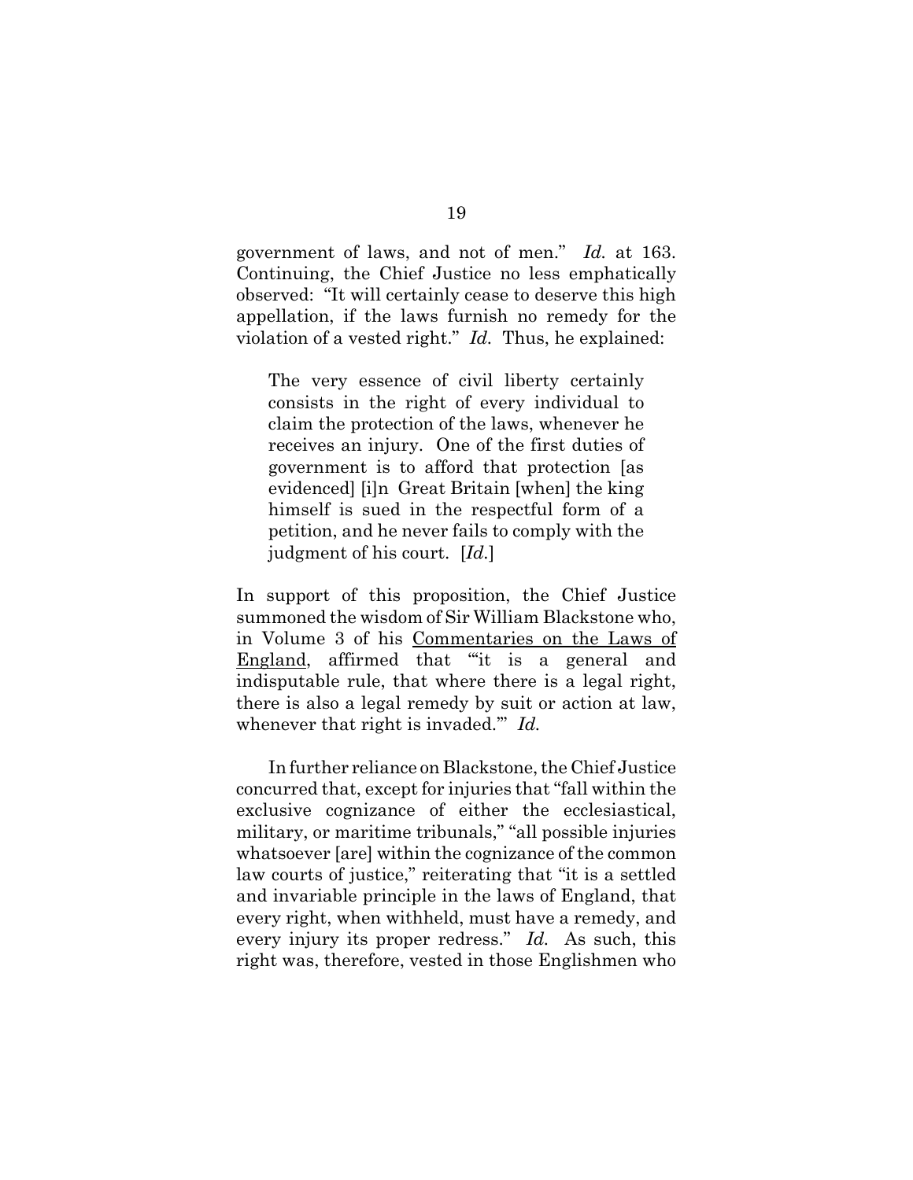government of laws, and not of men." *Id.* at 163. Continuing, the Chief Justice no less emphatically observed: "It will certainly cease to deserve this high appellation, if the laws furnish no remedy for the violation of a vested right." *Id.* Thus, he explained:

> The very essence of civil liberty certainly consists in the right of every individual to claim the protection of the laws, whenever he receives an injury. One of the first duties of government is to afford that protection [as evidenced] [i]n Great Britain [when] the king himself is sued in the respectful form of a petition, and he never fails to comply with the judgment of his court. [*Id.*]

In support of this proposition, the Chief Justice summoned the wisdom of Sir William Blackstone who, in Volume 3 of his <u>Commentaries on the Laws of England</u>, affirmed that "'it is a general and indisputable rule, that where there is a legal right, there is also a legal remedy by suit or action at law, whenever that right is invaded.'" *Id.*

In further reliance on Blackstone, the Chief Justice concurred that, except for injuries that "fall within the exclusive cognizance of either the ecclesiastical, military, or maritime tribunals," "all possible injuries whatsoever [are] within the cognizance of the common law courts of justice," reiterating that "it is a settled and invariable principle in the laws of England, that every right, when withheld, must have a remedy, and every injury its proper redress." *Id.* As such, this right was, therefore, vested in those Englishmen who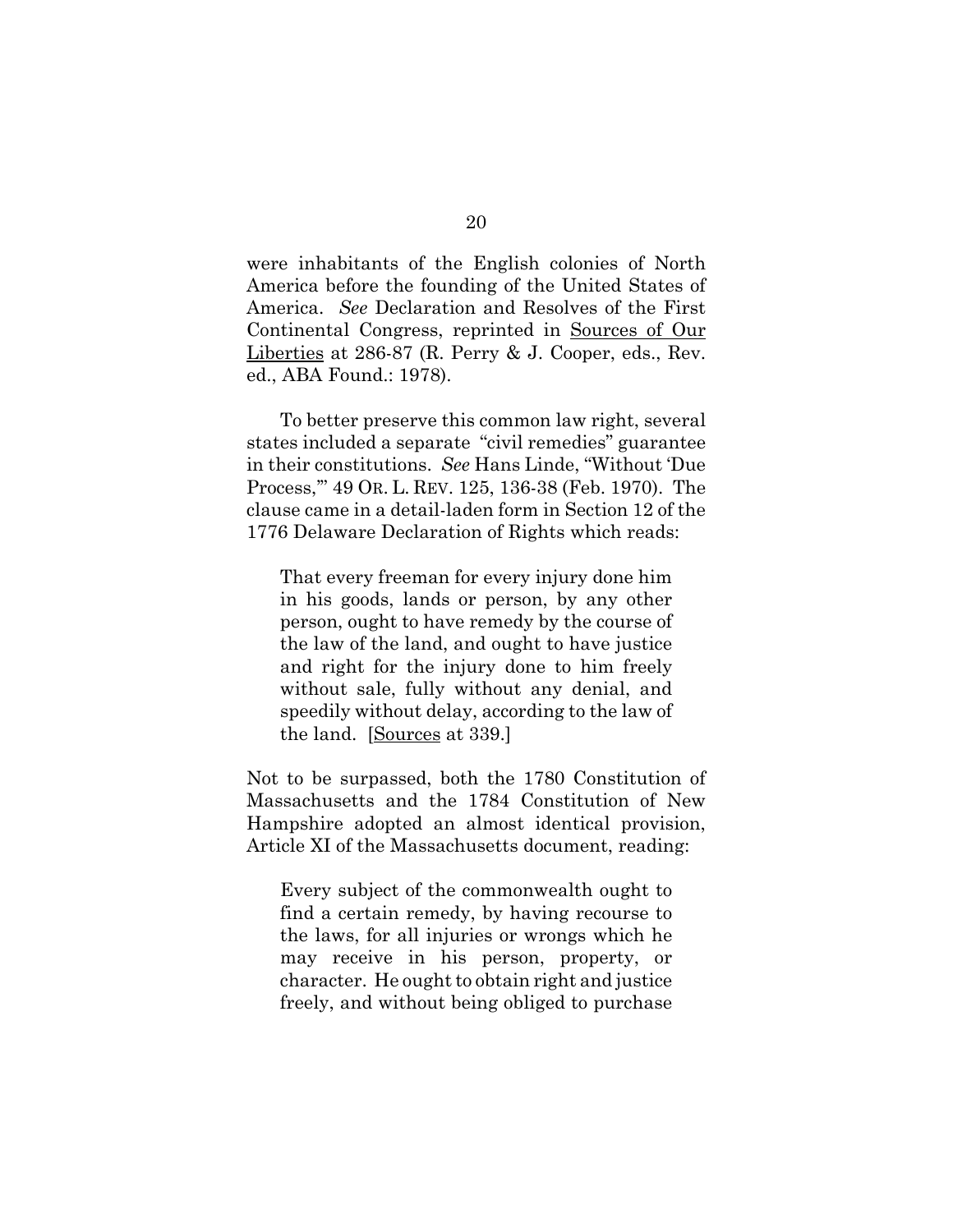were inhabitants of the English colonies of North America before the founding of the United States of America. *See* Declaration and Resolves of the First Continental Congress, reprinted in Sources of Our Liberties at 286-87 (R. Perry & J. Cooper, eds., Rev. ed., ABA Found.: 1978).

To better preserve this common law right, several states included a separate "civil remedies" guarantee in their constitutions. *See* Hans Linde, "Without 'Due Process,'" 49 OR. L. REV. 125, 136-38 (Feb. 1970). The clause came in a detail-laden form in Section 12 of the 1776 Delaware Declaration of Rights which reads:

> That every freeman for every injury done him in his goods, lands or person, by any other person, ought to have remedy by the course of the law of the land, and ought to have justice and right for the injury done to him freely without sale, fully without any denial, and speedily without delay, according to the law of the land. [Sources at 339.]

Not to be surpassed, both the 1780 Constitution of Massachusetts and the 1784 Constitution of New Hampshire adopted an almost identical provision, Article XI of the Massachusetts document, reading:

> Every subject of the commonwealth ought to find a certain remedy, by having recourse to the laws, for all injuries or wrongs which he may receive in his person, property, or character. He ought to obtain right and justice freely, and without being obliged to purchase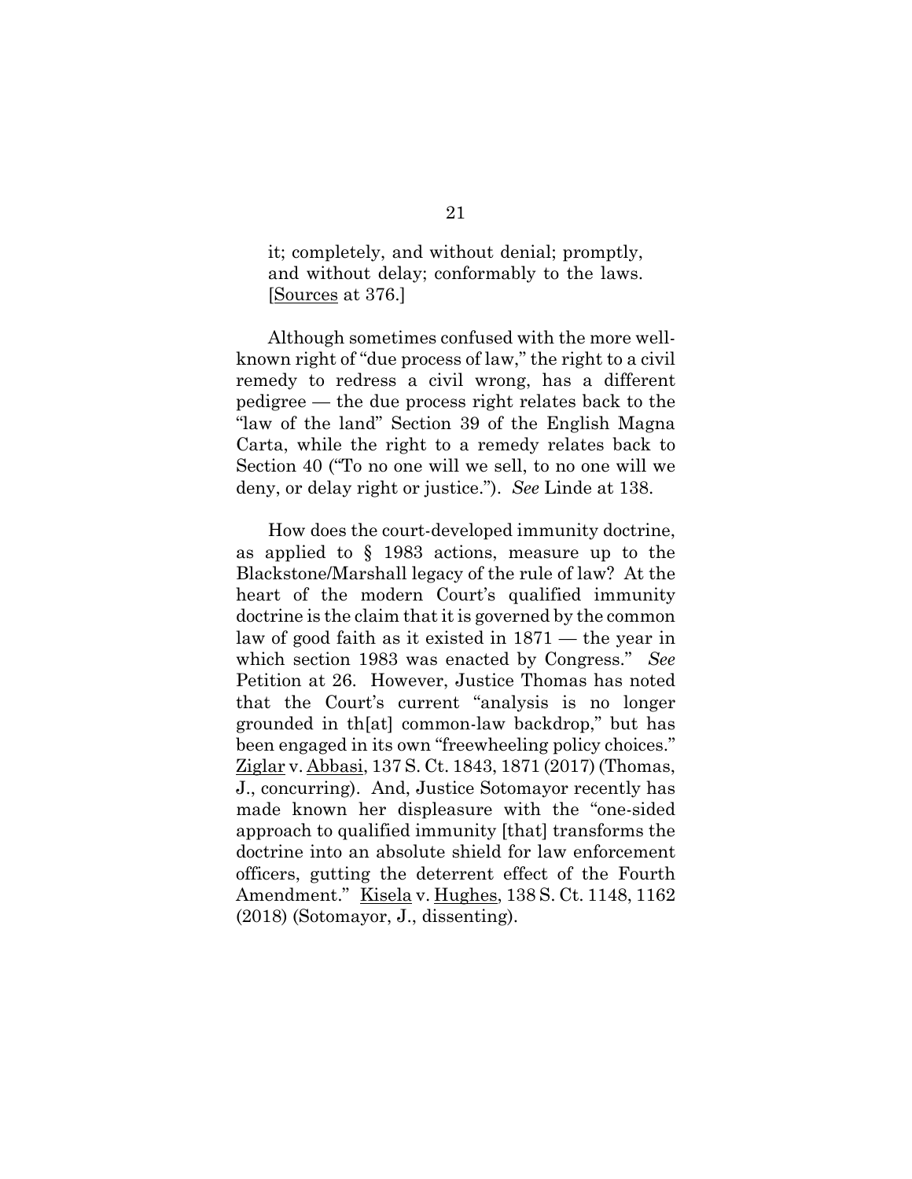> it; completely, and without denial; promptly, and without delay; conformably to the laws. [Sources at 376.]

Although sometimes confused with the more well-known right of "due process of law," the right to a civil remedy to redress a civil wrong, has a different pedigree — the due process right relates back to the "law of the land" Section 39 of the English Magna Carta, while the right to a remedy relates back to Section 40 ("To no one will we sell, to no one will we deny, or delay right or justice."). *See* Linde at 138.

How does the court-developed immunity doctrine, as applied to § 1983 actions, measure up to the Blackstone/Marshall legacy of the rule of law? At the heart of the modern Court's qualified immunity doctrine is the claim that it is governed by the common law of good faith as it existed in 1871 — the year in which section 1983 was enacted by Congress." *See* Petition at 26. However, Justice Thomas has noted that the Court's current "analysis is no longer grounded in th[at] common-law backdrop," but has been engaged in its own "freewheeling policy choices." Ziglar v. Abbasi, 137 S. Ct. 1843, 1871 (2017) (Thomas, J., concurring). And, Justice Sotomayor recently has made known her displeasure with the "one-sided approach to qualified immunity [that] transforms the doctrine into an absolute shield for law enforcement officers, gutting the deterrent effect of the Fourth Amendment." Kisela v. Hughes, 138 S. Ct. 1148, 1162 (2018) (Sotomayor, J., dissenting).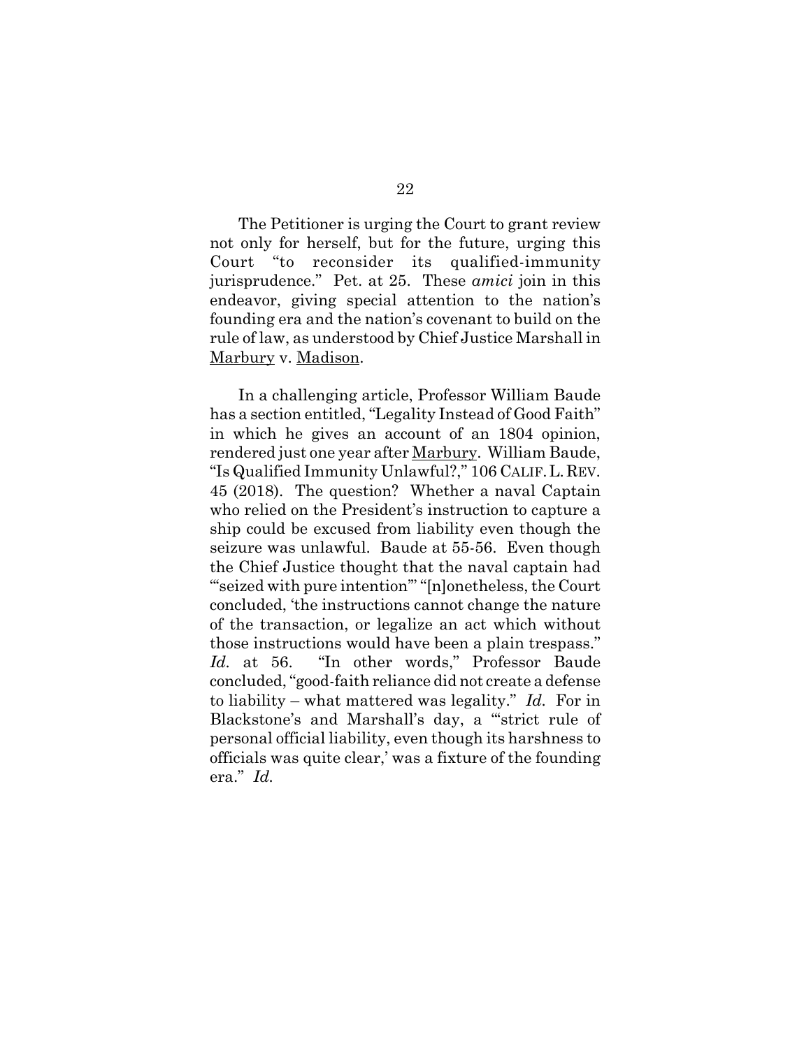The Petitioner is urging the Court to grant review not only for herself, but for the future, urging this Court "to reconsider its qualified-immunity jurisprudence." Pet. at 25. These *amici* join in this endeavor, giving special attention to the nation's founding era and the nation's covenant to build on the rule of law, as understood by Chief Justice Marshall in Marbury v. Madison.

In a challenging article, Professor William Baude has a section entitled, "Legality Instead of Good Faith" in which he gives an account of an 1804 opinion, rendered just one year after Marbury. William Baude, "Is Qualified Immunity Unlawful?," 106 CALIF. L. REV. 45 (2018). The question? Whether a naval Captain who relied on the President's instruction to capture a ship could be excused from liability even though the seizure was unlawful. Baude at 55-56. Even though the Chief Justice thought that the naval captain had "'seized with pure intention'" "[n]onetheless, the Court concluded, 'the instructions cannot change the nature of the transaction, or legalize an act which without those instructions would have been a plain trespass." *Id.* at 56. "In other words," Professor Baude concluded, "good-faith reliance did not create a defense to liability – what mattered was legality." *Id.* For in Blackstone's and Marshall's day, a "'strict rule of personal official liability, even though its harshness to officials was quite clear,' was a fixture of the founding era." *Id.*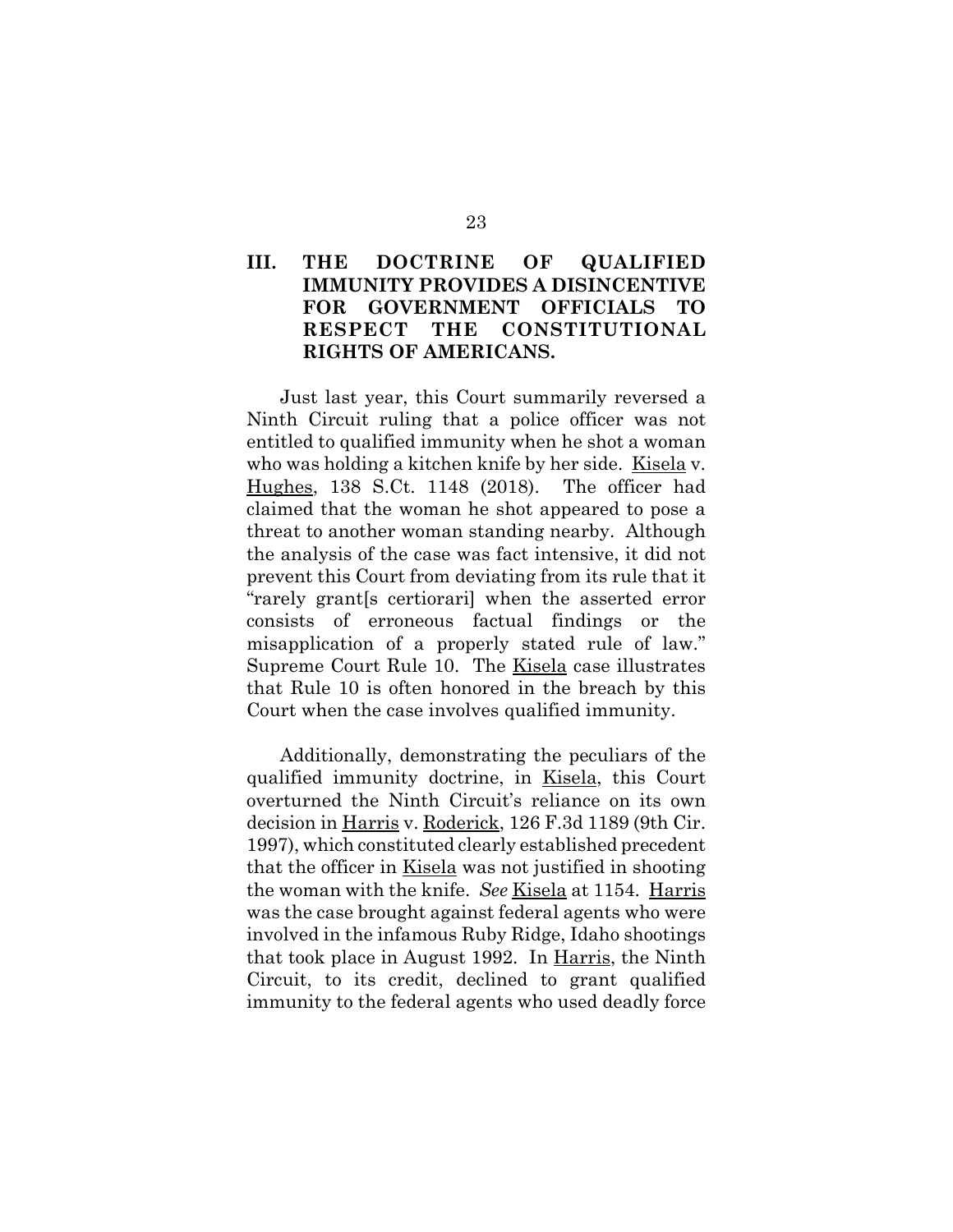## III. THE DOCTRINE OF QUALIFIED IMMUNITY PROVIDES A DISINCENTIVE FOR GOVERNMENT OFFICIALS TO RESPECT THE CONSTITUTIONAL RIGHTS OF AMERICANS.

Just last year, this Court summarily reversed a Ninth Circuit ruling that a police officer was not entitled to qualified immunity when he shot a woman who was holding a kitchen knife by her side. Kisela v. Hughes, 138 S.Ct. 1148 (2018). The officer had claimed that the woman he shot appeared to pose a threat to another woman standing nearby. Although the analysis of the case was fact intensive, it did not prevent this Court from deviating from its rule that it "rarely grant[s certiorari] when the asserted error consists of erroneous factual findings or the misapplication of a properly stated rule of law." Supreme Court Rule 10. The Kisela case illustrates that Rule 10 is often honored in the breach by this Court when the case involves qualified immunity.

Additionally, demonstrating the peculiars of the qualified immunity doctrine, in Kisela, this Court overturned the Ninth Circuit's reliance on its own decision in Harris v. Roderick, 126 F.3d 1189 (9th Cir. 1997), which constituted clearly established precedent that the officer in Kisela was not justified in shooting the woman with the knife. *See* Kisela at 1154. Harris was the case brought against federal agents who were involved in the infamous Ruby Ridge, Idaho shootings that took place in August 1992. In Harris, the Ninth Circuit, to its credit, declined to grant qualified immunity to the federal agents who used deadly force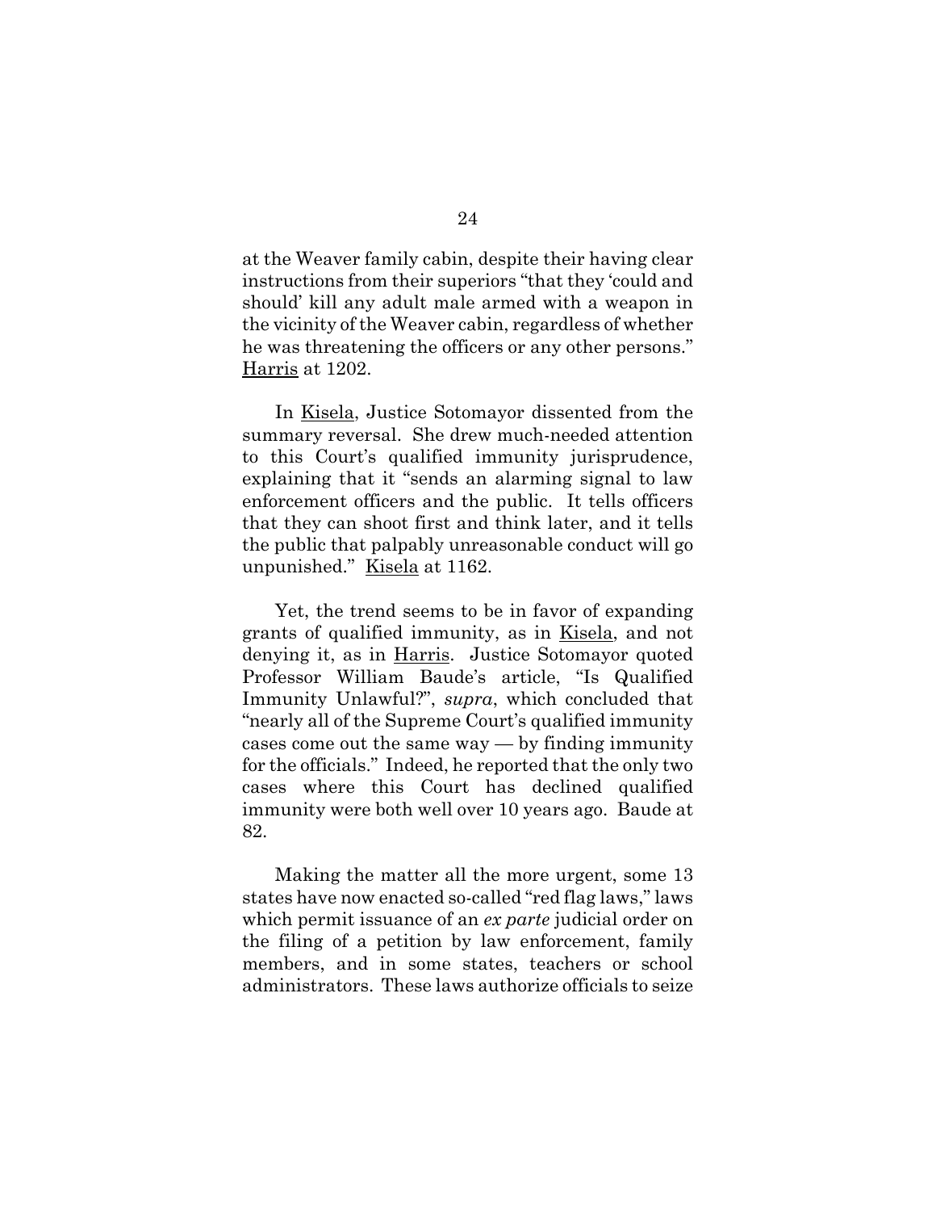at the Weaver family cabin, despite their having clear instructions from their superiors "that they 'could and should' kill any adult male armed with a weapon in the vicinity of the Weaver cabin, regardless of whether he was threatening the officers or any other persons." Harris at 1202.

In Kisela, Justice Sotomayor dissented from the summary reversal. She drew much-needed attention to this Court's qualified immunity jurisprudence, explaining that it "sends an alarming signal to law enforcement officers and the public. It tells officers that they can shoot first and think later, and it tells the public that palpably unreasonable conduct will go unpunished." Kisela at 1162.

Yet, the trend seems to be in favor of expanding grants of qualified immunity, as in Kisela, and not denying it, as in Harris. Justice Sotomayor quoted Professor William Baude's article, "Is Qualified Immunity Unlawful?", *supra*, which concluded that "nearly all of the Supreme Court's qualified immunity cases come out the same way — by finding immunity for the officials." Indeed, he reported that the only two cases where this Court has declined qualified immunity were both well over 10 years ago. Baude at 82.

Making the matter all the more urgent, some 13 states have now enacted so-called "red flag laws," laws which permit issuance of an *ex parte* judicial order on the filing of a petition by law enforcement, family members, and in some states, teachers or school administrators. These laws authorize officials to seize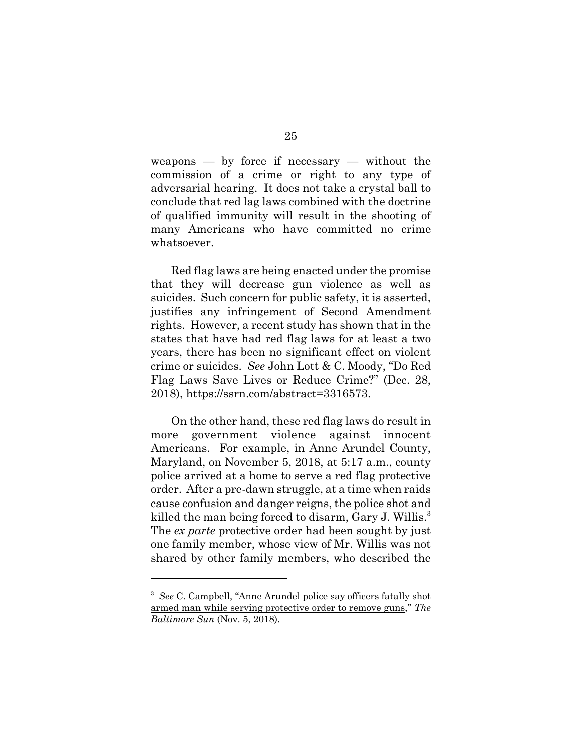weapons — by force if necessary — without the commission of a crime or right to any type of adversarial hearing. It does not take a crystal ball to conclude that red lag laws combined with the doctrine of qualified immunity will result in the shooting of many Americans who have committed no crime whatsoever.

Red flag laws are being enacted under the promise that they will decrease gun violence as well as suicides. Such concern for public safety, it is asserted, justifies any infringement of Second Amendment rights. However, a recent study has shown that in the states that have had red flag laws for at least a two years, there has been no significant effect on violent crime or suicides. *See* John Lott & C. Moody, "Do Red Flag Laws Save Lives or Reduce Crime?" (Dec. 28, 2018), https://ssrn.com/abstract=3316573.

On the other hand, these red flag laws do result in more government violence against innocent Americans. For example, in Anne Arundel County, Maryland, on November 5, 2018, at 5:17 a.m., county police arrived at a home to serve a red flag protective order. After a pre-dawn struggle, at a time when raids cause confusion and danger reigns, the police shot and killed the man being forced to disarm, Gary J. Willis.[3] The *ex parte* protective order had been sought by just one family member, whose view of Mr. Willis was not shared by other family members, who described the

---

[3] *See* C. Campbell, "Anne Arundel police say officers fatally shot armed man while serving protective order to remove guns," *The Baltimore Sun* (Nov. 5, 2018).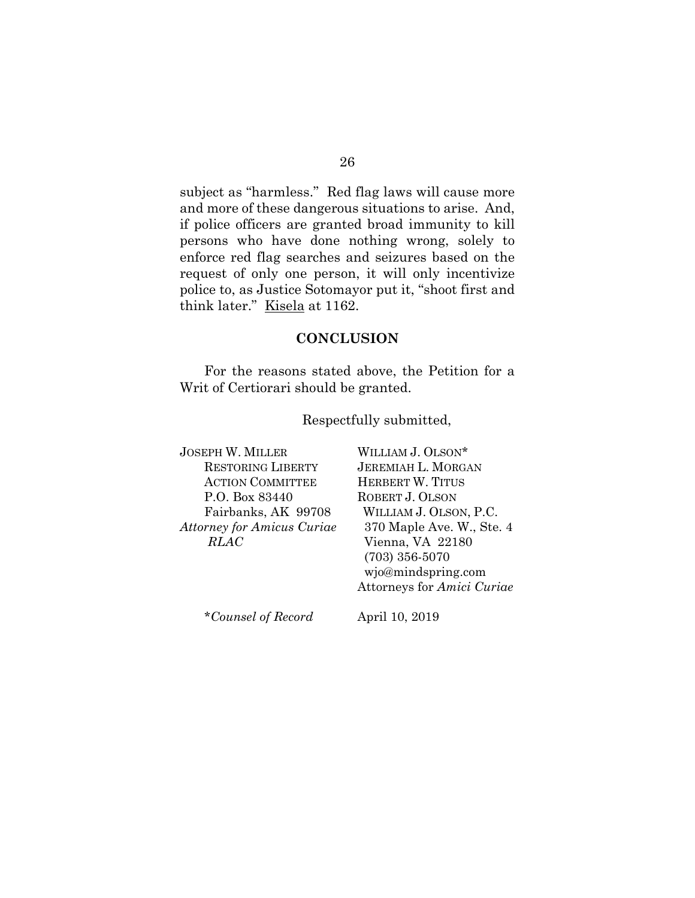subject as "harmless." Red flag laws will cause more and more of these dangerous situations to arise. And, if police officers are granted broad immunity to kill persons who have done nothing wrong, solely to enforce red flag searches and seizures based on the request of only one person, it will only incentivize police to, as Justice Sotomayor put it, "shoot first and think later." Kisela at 1162.

## CONCLUSION

For the reasons stated above, the Petition for a Writ of Certiorari should be granted.

Respectfully submitted,

JOSEPH W. MILLER
RESTORING LIBERTY ACTION COMMITTEE
P.O. Box 83440
Fairbanks, AK 99708
*Attorney for Amicus Curiae RLAC*

WILLIAM J. OLSON*
JEREMIAH L. MORGAN
HERBERT W. TITUS
ROBERT J. OLSON
WILLIAM J. OLSON, P.C.
370 Maple Ave. W., Ste. 4
Vienna, VA 22180
(703) 356-5070
wjo@mindspring.com
Attorneys for *Amici Curiae*

**Counsel of Record*

April 10, 2019